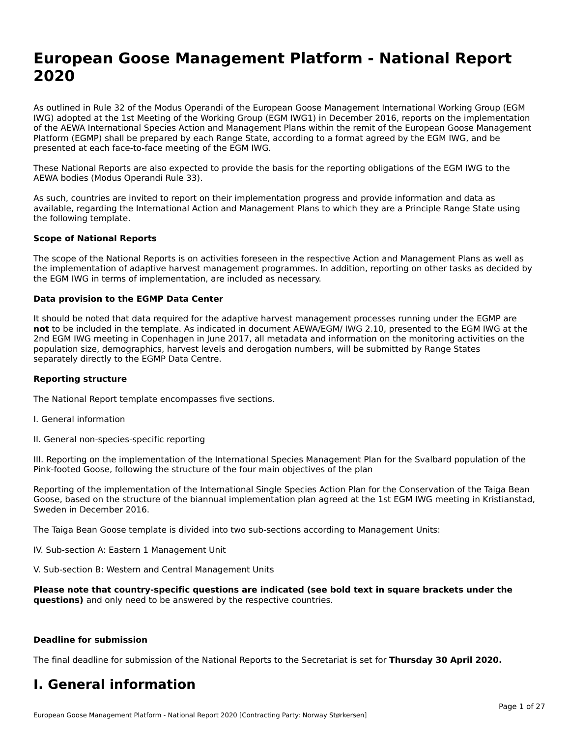# European Goose Management Platform - National Report 2020

As outlined in Rule 32 of the Modus Operandi of the European Goose Management International Working Group (EGM IWG) adopted at the 1st Meeting of the Working Group (EGM IWG1) in December 2016, reports on the implementation of the AEWA International Species Action and Management Plans within the remit of the European Goose Management Platform (EGMP) shall be prepared by each Range State, according to a format agreed by the EGM IWG, and be presented at each face-to-face meeting of the EGM IWG.

These National Reports are also expected to provide the basis for the reporting obligations of the EGM IWG to the AEWA bodies (Modus Operandi Rule 33).

As such, countries are invited to report on their implementation progress and provide information and data as available, regarding the International Action and Management Plans to which they are a Principle Range State using the following template.

**Scope of National Reports**

The scope of the National Reports is on activities foreseen in the respective Action and Management Plans as well as the implementation of adaptive harvest management programmes. In addition, reporting on other tasks as decided by the EGM IWG in terms of implementation, are included as necessary.

**Data provision to the EGMP Data Center**

It should be noted that data required for the adaptive harvest management processes running under the EGMP are **not** to be included in the template. As indicated in document AEWA/EGM/ IWG 2.10, presented to the EGM IWG at the 2nd EGM IWG meeting in Copenhagen in June 2017, all metadata and information on the monitoring activities on the population size, demographics, harvest levels and derogation numbers, will be submitted by Range States separately directly to the EGMP Data Centre.

**Reporting structure**

The National Report template encompasses five sections.

I. General information

II. General non-species-specific reporting

III. Reporting on the implementation of the International Species Management Plan for the Svalbard population of the Pink-footed Goose, following the structure of the four main objectives of the plan

Reporting of the implementation of the International Single Species Action Plan for the Conservation of the Taiga Bean Goose, based on the structure of the biannual implementation plan agreed at the 1st EGM IWG meeting in Kristianstad, Sweden in December 2016.

The Taiga Bean Goose template is divided into two sub-sections according to Management Units:

IV. Sub-section A: Eastern 1 Management Unit

V. Sub-section B: Western and Central Management Units

**Please note that country-specific questions are indicated (see bold text in square brackets under the questions)** and only need to be answered by the respective countries.

**Deadline for submission**

The final deadline for submission of the National Reports to the Secretariat is set for **Thursday 30 April 2020.**

# I. General information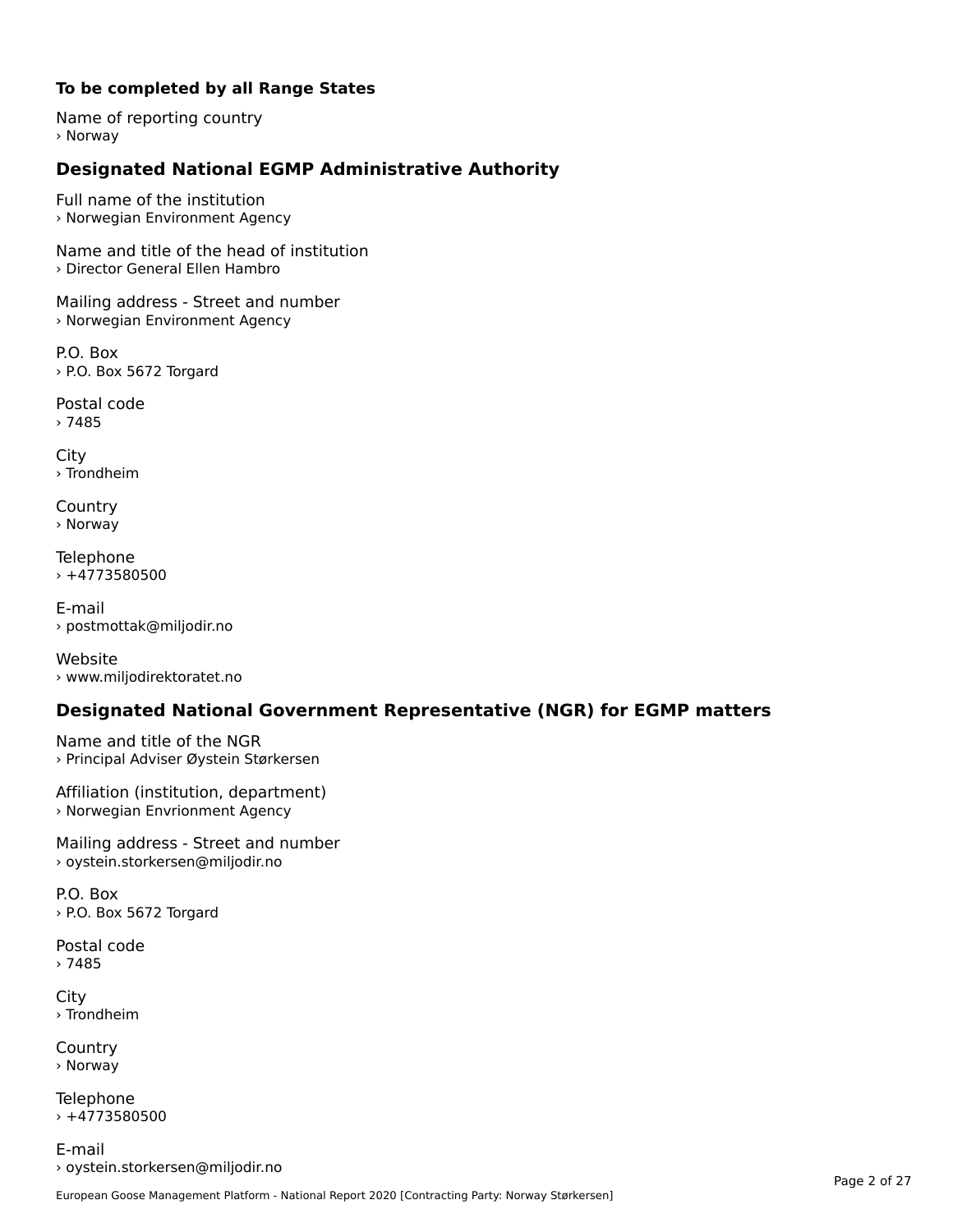**To be completed by all Range States**

Name of reporting country
› Norway

## Designated National EGMP Administrative Authority

Full name of the institution
› Norwegian Environment Agency

Name and title of the head of institution
› Director General Ellen Hambro

Mailing address - Street and number
› Norwegian Environment Agency

P.O. Box
› P.O. Box 5672 Torgard

Postal code
› 7485

City
› Trondheim

Country
› Norway

Telephone
› +4773580500

E-mail
› postmottak@miljodir.no

Website
› www.miljodirektoratet.no

## Designated National Government Representative (NGR) for EGMP matters

Name and title of the NGR
› Principal Adviser Øystein Størkersen

Affiliation (institution, department)
› Norwegian Envrionment Agency

Mailing address - Street and number
› oystein.storkersen@miljodir.no

P.O. Box
› P.O. Box 5672 Torgard

Postal code
› 7485

City
› Trondheim

Country
› Norway

Telephone
› +4773580500

E-mail
› oystein.storkersen@miljodir.no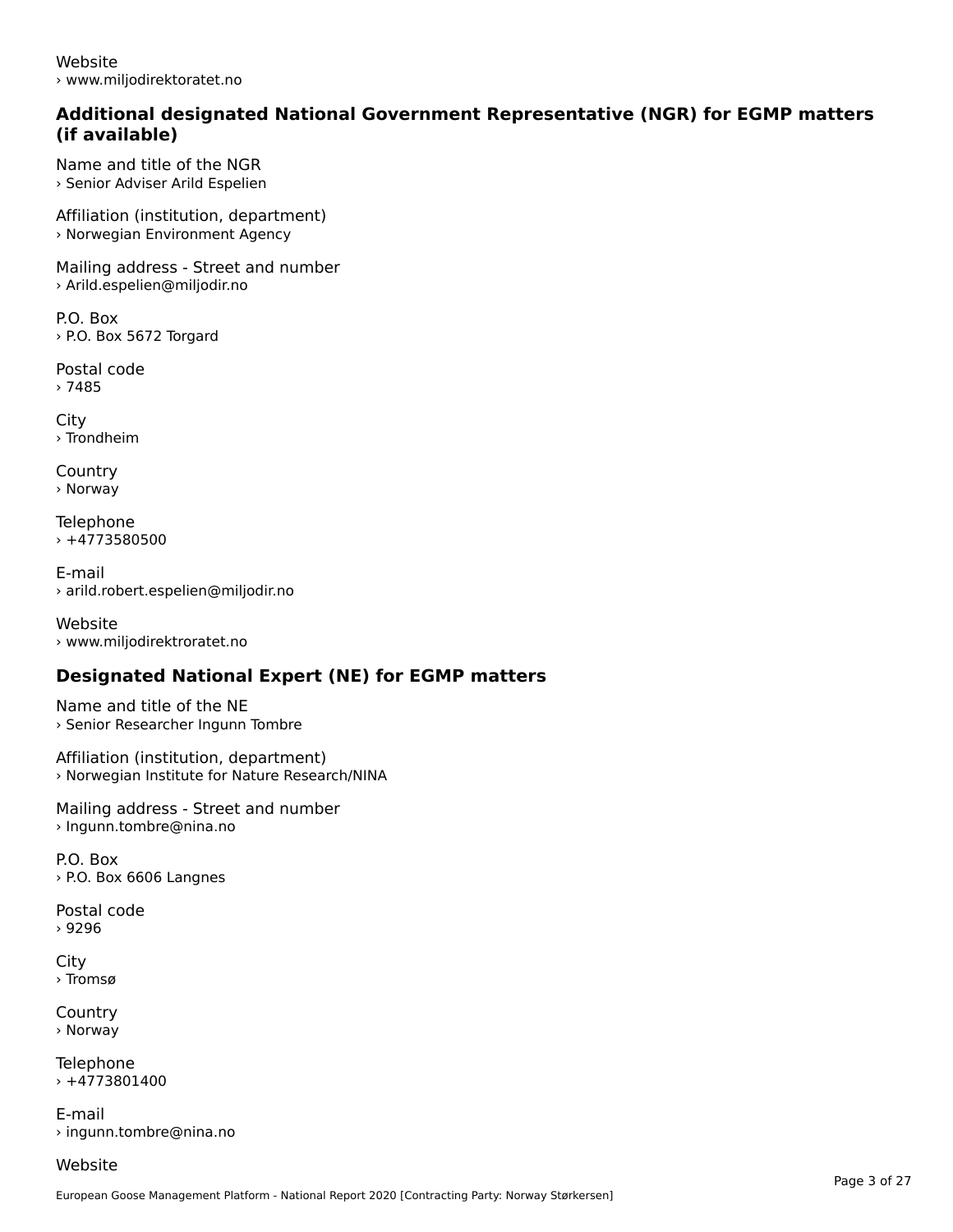Website
› www.miljodirektoratet.no

## Additional designated National Government Representative (NGR) for EGMP matters (if available)

Name and title of the NGR
› Senior Adviser Arild Espelien

Affiliation (institution, department)
› Norwegian Environment Agency

Mailing address - Street and number
› Arild.espelien@miljodir.no

P.O. Box
› P.O. Box 5672 Torgard

Postal code
› 7485

City
› Trondheim

Country
› Norway

Telephone
› +4773580500

E-mail
› arild.robert.espelien@miljodir.no

Website
› www.miljodirektroratet.no

## Designated National Expert (NE) for EGMP matters

Name and title of the NE
› Senior Researcher Ingunn Tombre

Affiliation (institution, department)
› Norwegian Institute for Nature Research/NINA

Mailing address - Street and number
› Ingunn.tombre@nina.no

P.O. Box
› P.O. Box 6606 Langnes

Postal code
› 9296

City
› Tromsø

Country
› Norway

Telephone
› +4773801400

E-mail
› ingunn.tombre@nina.no

Website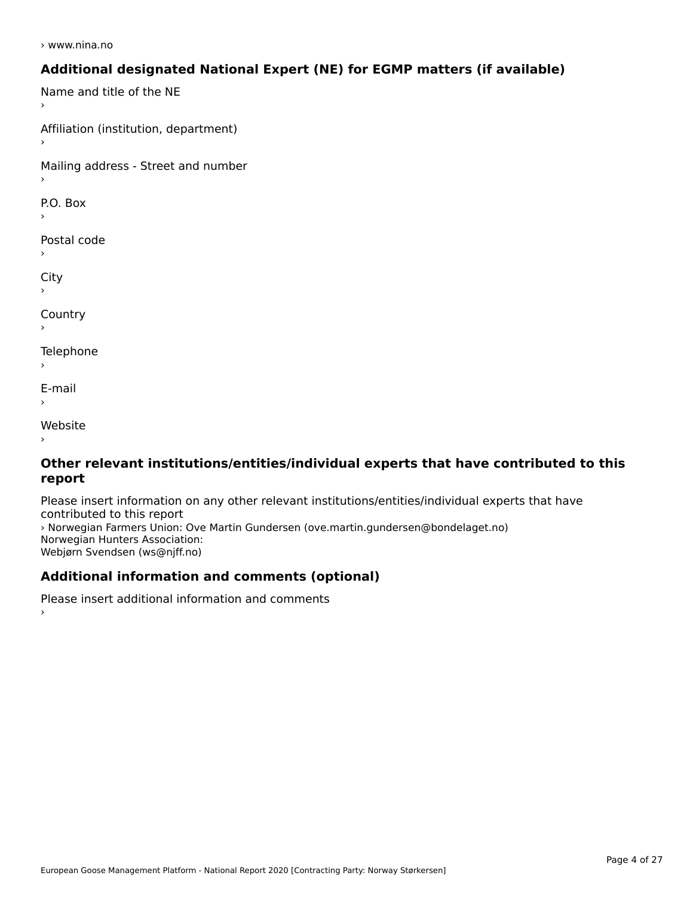› www.nina.no

## Additional designated National Expert (NE) for EGMP matters (if available)

Name and title of the NE
›

Affiliation (institution, department)
›

Mailing address - Street and number
›

P.O. Box
›

Postal code
›

City
›

Country
›

Telephone
›

E-mail
›

Website
›

## Other relevant institutions/entities/individual experts that have contributed to this report

Please insert information on any other relevant institutions/entities/individual experts that have contributed to this report
› Norwegian Farmers Union: Ove Martin Gundersen (ove.martin.gundersen@bondelaget.no)
Norwegian Hunters Association:
Webjørn Svendsen (ws@njff.no)

## Additional information and comments (optional)

Please insert additional information and comments
›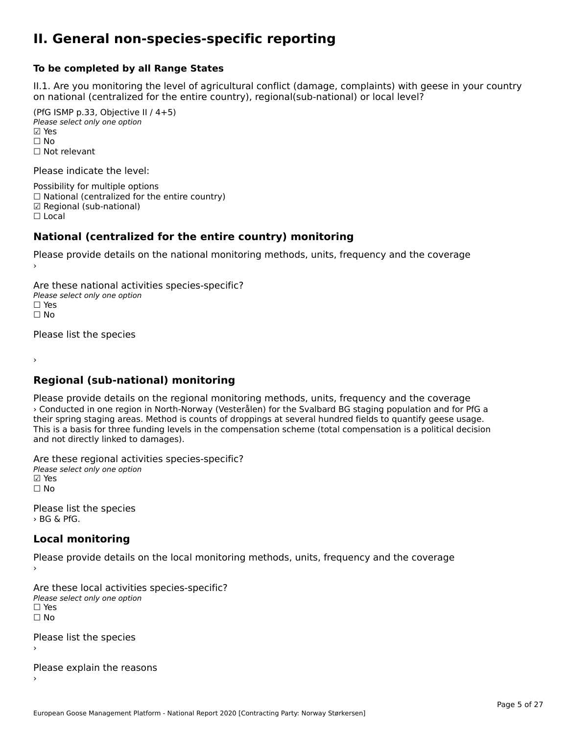# II. General non-species-specific reporting

**To be completed by all Range States**

II.1. Are you monitoring the level of agricultural conflict (damage, complaints) with geese in your country on national (centralized for the entire country), regional(sub-national) or local level?

(PfG ISMP p.33, Objective II / 4+5)
*Please select only one option*
☑ Yes
☐ No
☐ Not relevant

Please indicate the level:

Possibility for multiple options
☐ National (centralized for the entire country)
☑ Regional (sub-national)
☐ Local

## National (centralized for the entire country) monitoring

Please provide details on the national monitoring methods, units, frequency and the coverage
›

Are these national activities species-specific?
*Please select only one option*
☐ Yes
☐ No

Please list the species

›

## Regional (sub-national) monitoring

Please provide details on the regional monitoring methods, units, frequency and the coverage
› Conducted in one region in North-Norway (Vesterålen) for the Svalbard BG staging population and for PfG a their spring staging areas. Method is counts of droppings at several hundred fields to quantify geese usage. This is a basis for three funding levels in the compensation scheme (total compensation is a political decision and not directly linked to damages).

Are these regional activities species-specific?
*Please select only one option*
☑ Yes
☐ No

Please list the species
› BG & PfG.

## Local monitoring

Please provide details on the local monitoring methods, units, frequency and the coverage
›

Are these local activities species-specific?
*Please select only one option*
☐ Yes
☐ No

Please list the species
›

Please explain the reasons
›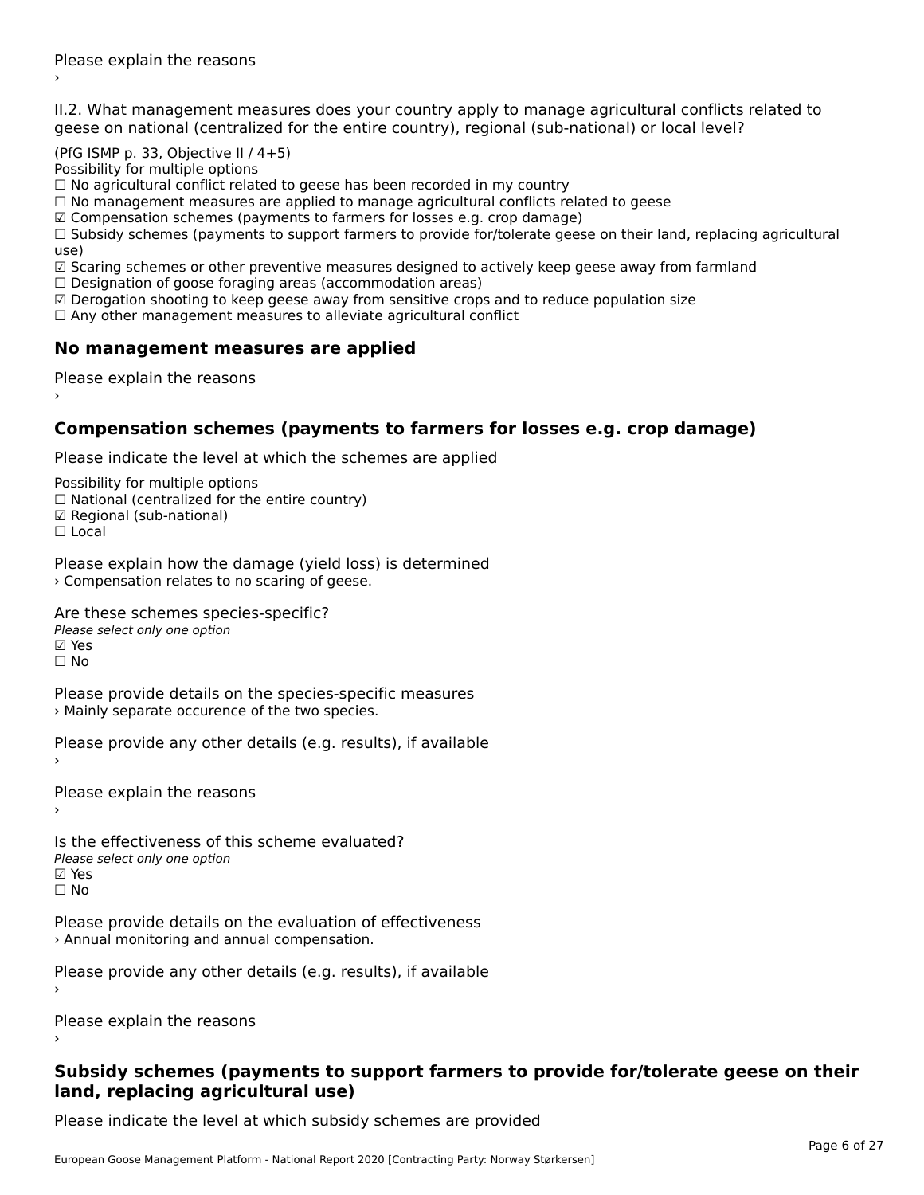Please explain the reasons

›

II.2. What management measures does your country apply to manage agricultural conflicts related to geese on national (centralized for the entire country), regional (sub-national) or local level?

(PfG ISMP p. 33, Objective II / 4+5)

Possibility for multiple options

☐ No agricultural conflict related to geese has been recorded in my country

☐ No management measures are applied to manage agricultural conflicts related to geese

☑ Compensation schemes (payments to farmers for losses e.g. crop damage)

☐ Subsidy schemes (payments to support farmers to provide for/tolerate geese on their land, replacing agricultural use)

☑ Scaring schemes or other preventive measures designed to actively keep geese away from farmland

☐ Designation of goose foraging areas (accommodation areas)

☑ Derogation shooting to keep geese away from sensitive crops and to reduce population size

☐ Any other management measures to alleviate agricultural conflict

## No management measures are applied

Please explain the reasons

›

## Compensation schemes (payments to farmers for losses e.g. crop damage)

Please indicate the level at which the schemes are applied

Possibility for multiple options

☐ National (centralized for the entire country)

☑ Regional (sub-national)

☐ Local

Please explain how the damage (yield loss) is determined

› Compensation relates to no scaring of geese.

Are these schemes species-specific?

*Please select only one option*

☑ Yes

☐ No

Please provide details on the species-specific measures

› Mainly separate occurence of the two species.

Please provide any other details (e.g. results), if available

›

Please explain the reasons

›

Is the effectiveness of this scheme evaluated?

*Please select only one option*

☑ Yes

☐ No

Please provide details on the evaluation of effectiveness

› Annual monitoring and annual compensation.

Please provide any other details (e.g. results), if available

›

Please explain the reasons

›

## Subsidy schemes (payments to support farmers to provide for/tolerate geese on their land, replacing agricultural use)

Please indicate the level at which subsidy schemes are provided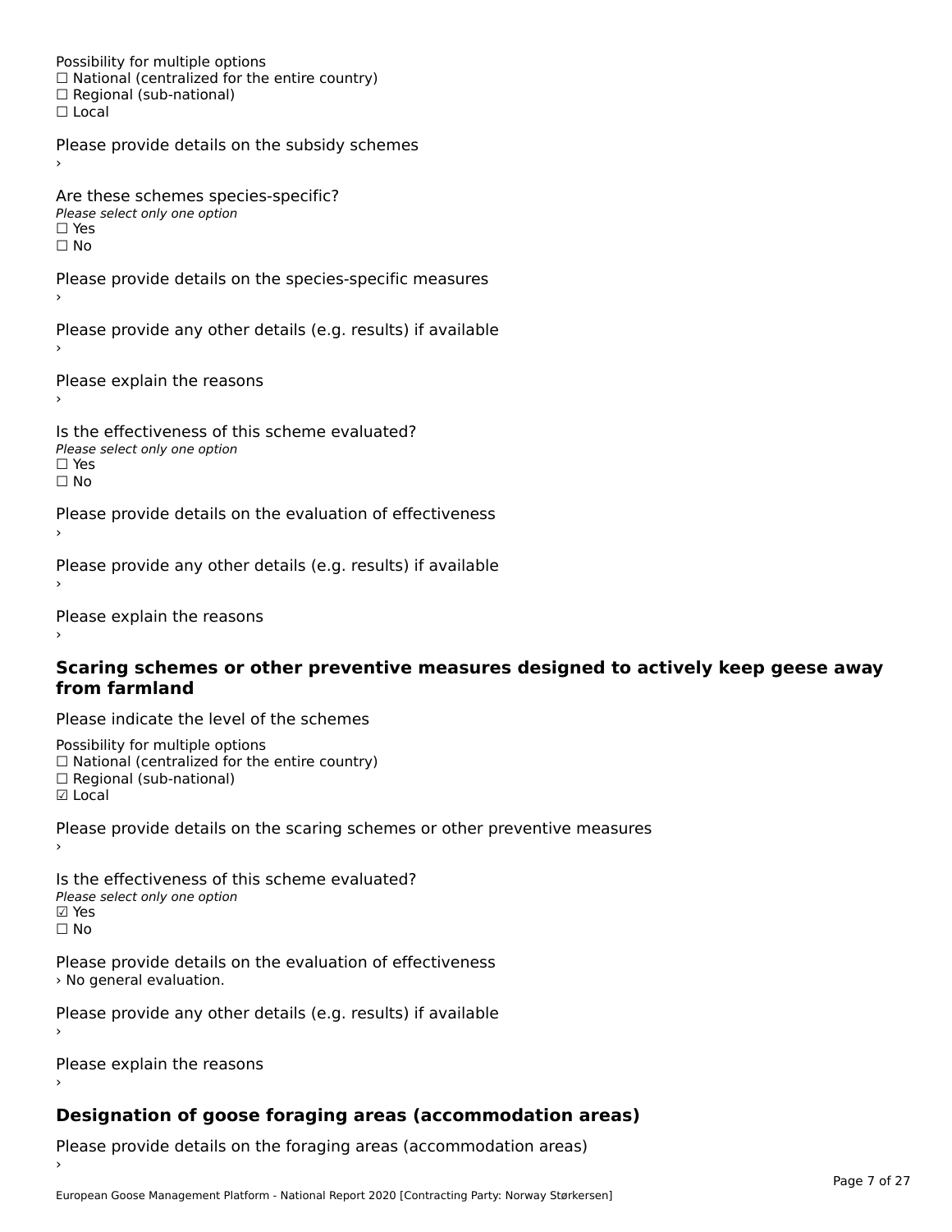Possibility for multiple options
☐ National (centralized for the entire country)
☐ Regional (sub-national)
☐ Local

Please provide details on the subsidy schemes
›

Are these schemes species-specific?
*Please select only one option*
☐ Yes
☐ No

Please provide details on the species-specific measures
›

Please provide any other details (e.g. results) if available
›

Please explain the reasons
›

Is the effectiveness of this scheme evaluated?
*Please select only one option*
☐ Yes
☐ No

Please provide details on the evaluation of effectiveness
›

Please provide any other details (e.g. results) if available
›

Please explain the reasons
›

## Scaring schemes or other preventive measures designed to actively keep geese away from farmland

Please indicate the level of the schemes

Possibility for multiple options
☐ National (centralized for the entire country)
☐ Regional (sub-national)
☑ Local

Please provide details on the scaring schemes or other preventive measures
›

Is the effectiveness of this scheme evaluated?
*Please select only one option*
☑ Yes
☐ No

Please provide details on the evaluation of effectiveness
› No general evaluation.

Please provide any other details (e.g. results) if available
›

Please explain the reasons
›

## Designation of goose foraging areas (accommodation areas)

Please provide details on the foraging areas (accommodation areas)
›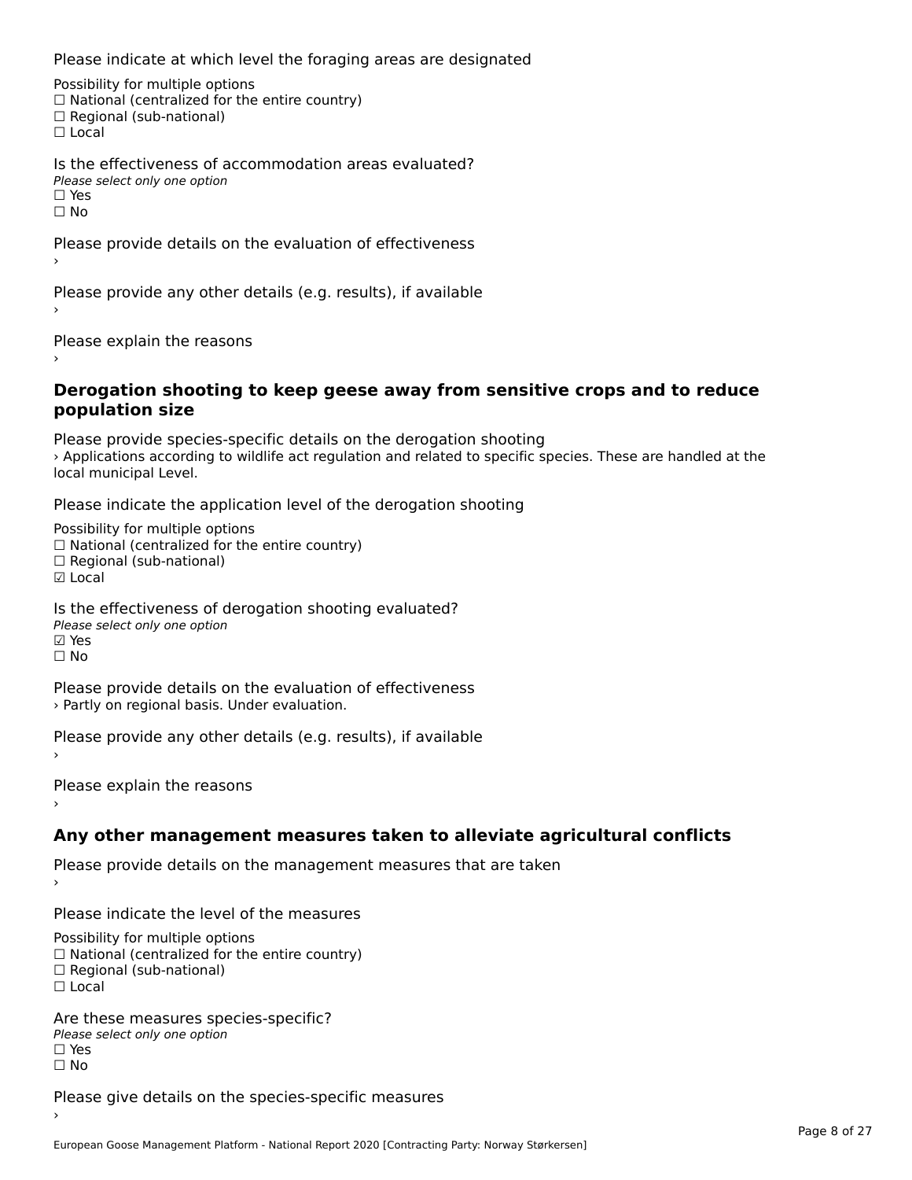Please indicate at which level the foraging areas are designated

Possibility for multiple options
☐ National (centralized for the entire country)
☐ Regional (sub-national)
☐ Local

Is the effectiveness of accommodation areas evaluated?
*Please select only one option*
☐ Yes
☐ No

Please provide details on the evaluation of effectiveness
›

Please provide any other details (e.g. results), if available
›

Please explain the reasons
›

## Derogation shooting to keep geese away from sensitive crops and to reduce population size

Please provide species-specific details on the derogation shooting
› Applications according to wildlife act regulation and related to specific species. These are handled at the local municipal Level.

Please indicate the application level of the derogation shooting

Possibility for multiple options
☐ National (centralized for the entire country)
☐ Regional (sub-national)
☑ Local

Is the effectiveness of derogation shooting evaluated?
*Please select only one option*
☑ Yes
☐ No

Please provide details on the evaluation of effectiveness
› Partly on regional basis. Under evaluation.

Please provide any other details (e.g. results), if available
›

Please explain the reasons
›

## Any other management measures taken to alleviate agricultural conflicts

Please provide details on the management measures that are taken
›

Please indicate the level of the measures

Possibility for multiple options
☐ National (centralized for the entire country)
☐ Regional (sub-national)
☐ Local

Are these measures species-specific?
*Please select only one option*
☐ Yes
☐ No

Please give details on the species-specific measures
›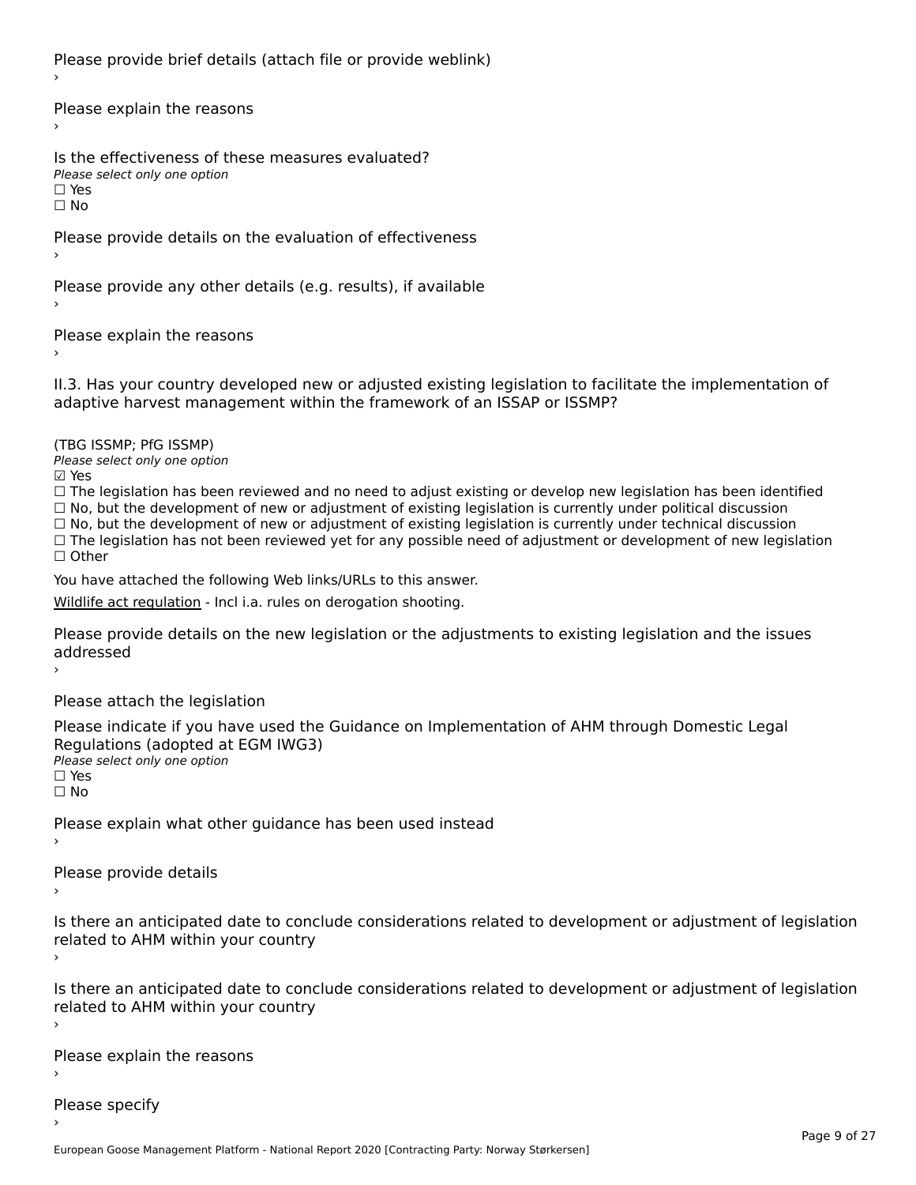Please provide brief details (attach file or provide weblink)
›

Please explain the reasons
›

Is the effectiveness of these measures evaluated?
*Please select only one option*
☐ Yes
☐ No

Please provide details on the evaluation of effectiveness
›

Please provide any other details (e.g. results), if available
›

Please explain the reasons
›

II.3. Has your country developed new or adjusted existing legislation to facilitate the implementation of adaptive harvest management within the framework of an ISSAP or ISSMP?

(TBG ISSMP; PfG ISSMP)
*Please select only one option*
☑ Yes
☐ The legislation has been reviewed and no need to adjust existing or develop new legislation has been identified
☐ No, but the development of new or adjustment of existing legislation is currently under political discussion
☐ No, but the development of new or adjustment of existing legislation is currently under technical discussion
☐ The legislation has not been reviewed yet for any possible need of adjustment or development of new legislation
☐ Other

You have attached the following Web links/URLs to this answer.

Wildlife act regulation - Incl i.a. rules on derogation shooting.

Please provide details on the new legislation or the adjustments to existing legislation and the issues addressed
›

Please attach the legislation

Please indicate if you have used the Guidance on Implementation of AHM through Domestic Legal Regulations (adopted at EGM IWG3)
*Please select only one option*
☐ Yes
☐ No

Please explain what other guidance has been used instead
›

Please provide details
›

Is there an anticipated date to conclude considerations related to development or adjustment of legislation related to AHM within your country
›

Is there an anticipated date to conclude considerations related to development or adjustment of legislation related to AHM within your country
›

Please explain the reasons
›

Please specify
›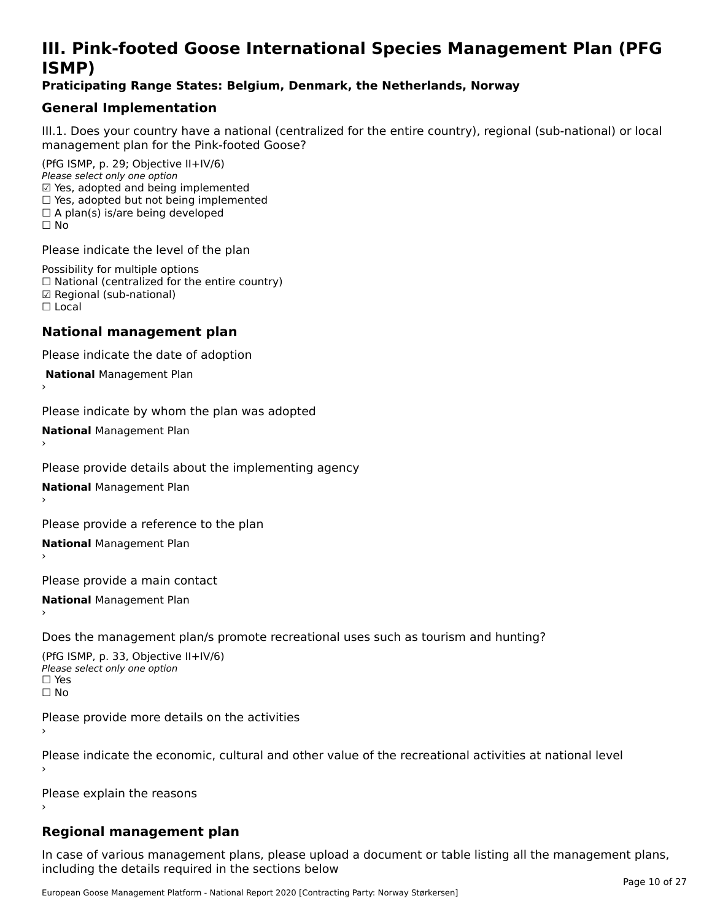# III. Pink-footed Goose International Species Management Plan (PFG ISMP)

**Praticipating Range States: Belgium, Denmark, the Netherlands, Norway**

## General Implementation

III.1. Does your country have a national (centralized for the entire country), regional (sub-national) or local management plan for the Pink-footed Goose?

(PfG ISMP, p. 29; Objective II+IV/6)
*Please select only one option*
☑ Yes, adopted and being implemented
☐ Yes, adopted but not being implemented
☐ A plan(s) is/are being developed
☐ No

Please indicate the level of the plan

Possibility for multiple options
☐ National (centralized for the entire country)
☑ Regional (sub-national)
☐ Local

## National management plan

Please indicate the date of adoption

**National** Management Plan
›

Please indicate by whom the plan was adopted

**National** Management Plan
›

Please provide details about the implementing agency

**National** Management Plan
›

Please provide a reference to the plan

**National** Management Plan
›

Please provide a main contact

**National** Management Plan
›

Does the management plan/s promote recreational uses such as tourism and hunting?

(PfG ISMP, p. 33, Objective II+IV/6)
*Please select only one option*
☐ Yes
☐ No

Please provide more details on the activities
›

Please indicate the economic, cultural and other value of the recreational activities at national level
›

Please explain the reasons
›

## Regional management plan

In case of various management plans, please upload a document or table listing all the management plans, including the details required in the sections below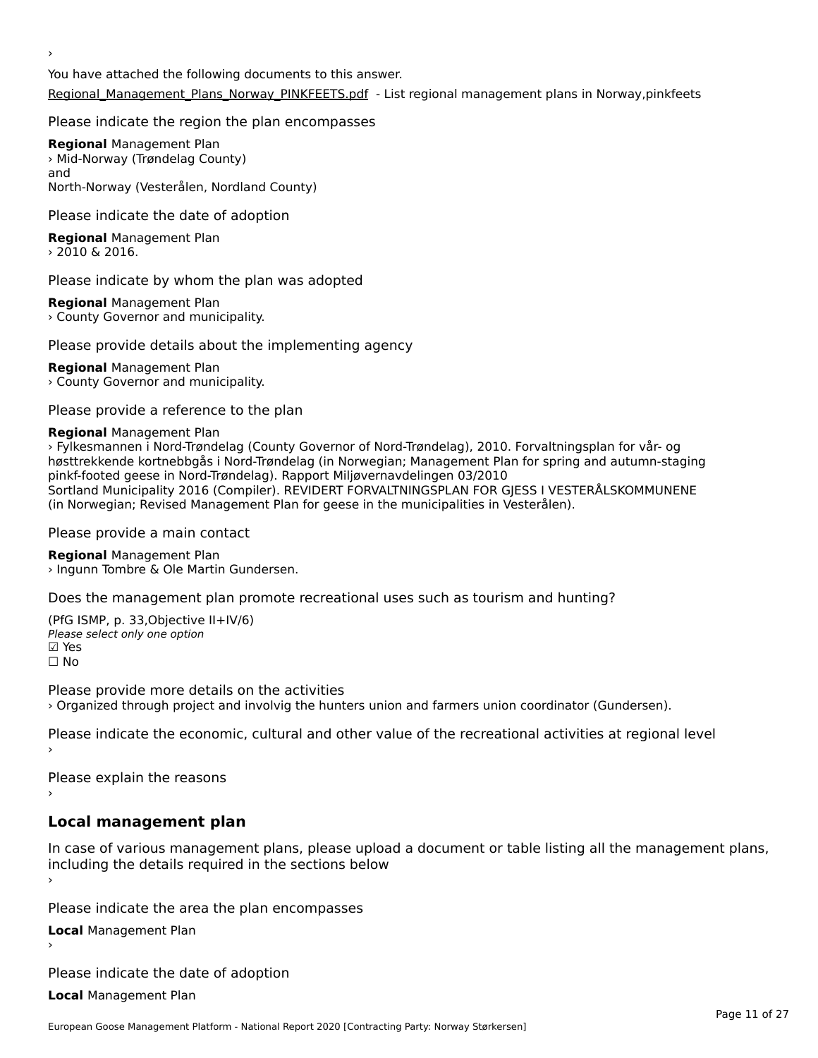›

You have attached the following documents to this answer.

Regional_Management_Plans_Norway_PINKFEETS.pdf - List regional management plans in Norway,pinkfeets

Please indicate the region the plan encompasses

**Regional** Management Plan
› Mid-Norway (Trøndelag County)
and
North-Norway (Vesterålen, Nordland County)

Please indicate the date of adoption

**Regional** Management Plan
› 2010 & 2016.

Please indicate by whom the plan was adopted

**Regional** Management Plan
› County Governor and municipality.

Please provide details about the implementing agency

**Regional** Management Plan
› County Governor and municipality.

Please provide a reference to the plan

**Regional** Management Plan
› Fylkesmannen i Nord-Trøndelag (County Governor of Nord-Trøndelag), 2010. Forvaltningsplan for vår- og høsttrekkende kortnebbgås i Nord-Trøndelag (in Norwegian; Management Plan for spring and autumn-staging pinkf-footed geese in Nord-Trøndelag). Rapport Miljøvernavdelingen 03/2010
Sortland Municipality 2016 (Compiler). REVIDERT FORVALTNINGSPLAN FOR GJESS I VESTERÅLSKOMMUNENE (in Norwegian; Revised Management Plan for geese in the municipalities in Vesterålen).

Please provide a main contact

**Regional** Management Plan
› Ingunn Tombre & Ole Martin Gundersen.

Does the management plan promote recreational uses such as tourism and hunting?

(PfG ISMP, p. 33,Objective II+IV/6)
*Please select only one option*
☑ Yes
☐ No

Please provide more details on the activities
› Organized through project and involvig the hunters union and farmers union coordinator (Gundersen).

Please indicate the economic, cultural and other value of the recreational activities at regional level
›

Please explain the reasons
›

## Local management plan

In case of various management plans, please upload a document or table listing all the management plans, including the details required in the sections below
›

Please indicate the area the plan encompasses

**Local** Management Plan
›

Please indicate the date of adoption

**Local** Management Plan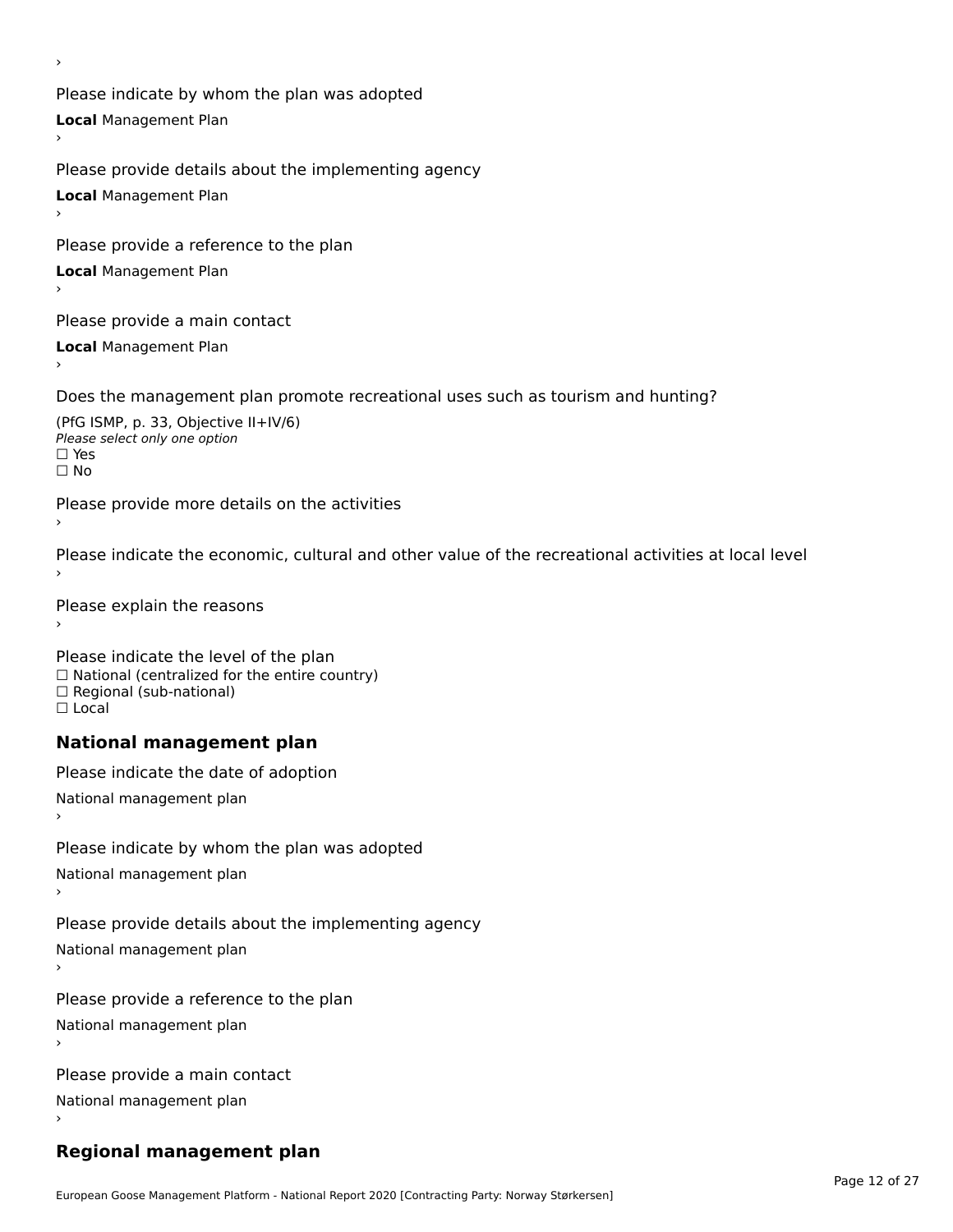›

Please indicate by whom the plan was adopted

**Local** Management Plan

›

Please provide details about the implementing agency

**Local** Management Plan

›

Please provide a reference to the plan

**Local** Management Plan

›

Please provide a main contact

**Local** Management Plan

›

Does the management plan promote recreational uses such as tourism and hunting?

(PfG ISMP, p. 33, Objective II+IV/6)

*Please select only one option*

☐ Yes

☐ No

Please provide more details on the activities

›

Please indicate the economic, cultural and other value of the recreational activities at local level

›

Please explain the reasons

›

Please indicate the level of the plan

☐ National (centralized for the entire country)

☐ Regional (sub-national)

☐ Local

## National management plan

Please indicate the date of adoption

National management plan

›

Please indicate by whom the plan was adopted

National management plan

›

Please provide details about the implementing agency

National management plan

›

Please provide a reference to the plan

National management plan

›

Please provide a main contact

National management plan

›

## Regional management plan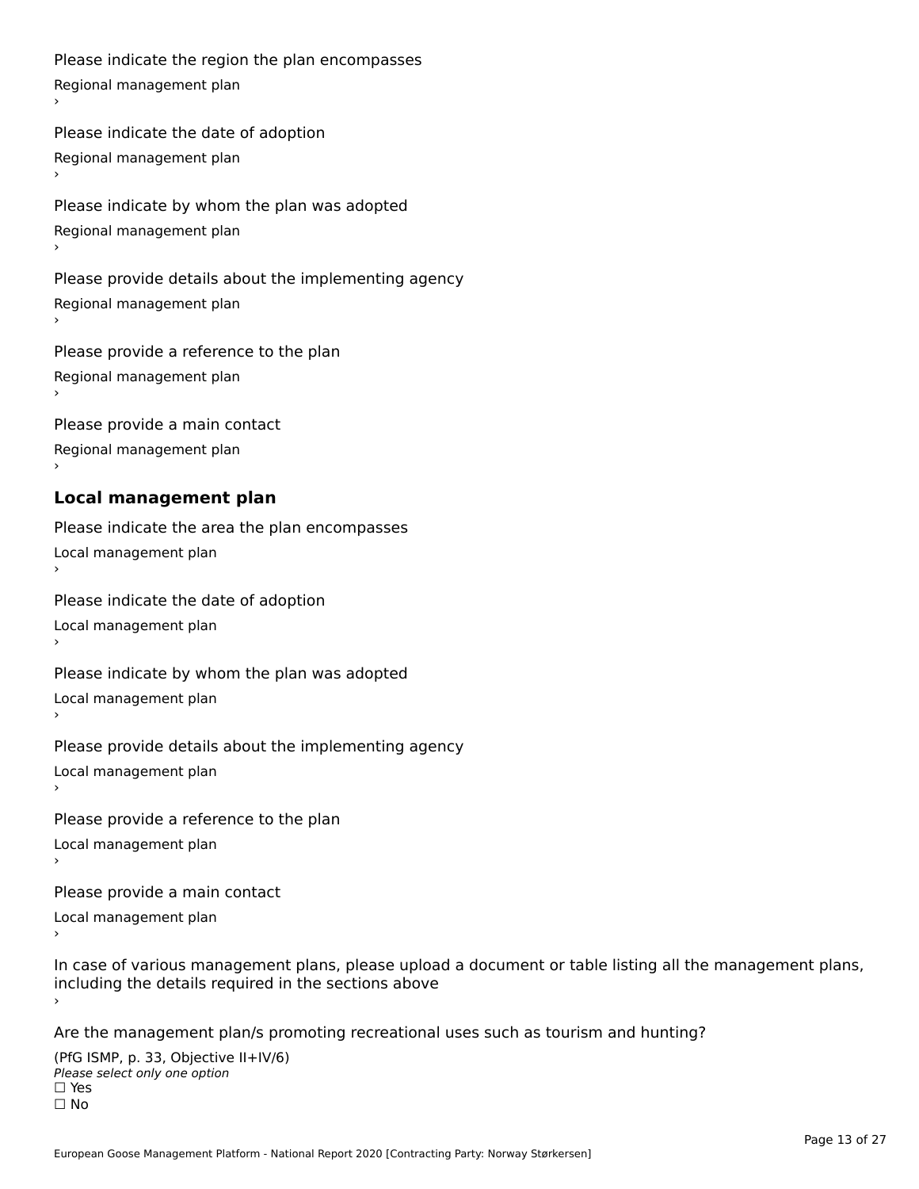Please indicate the region the plan encompasses

Regional management plan

›

Please indicate the date of adoption

Regional management plan

›

Please indicate by whom the plan was adopted

Regional management plan

›

Please provide details about the implementing agency

Regional management plan

›

Please provide a reference to the plan

Regional management plan

›

Please provide a main contact

Regional management plan

›

## Local management plan

Please indicate the area the plan encompasses

Local management plan

›

Please indicate the date of adoption

Local management plan

›

Please indicate by whom the plan was adopted

Local management plan

›

Please provide details about the implementing agency

Local management plan

›

Please provide a reference to the plan

Local management plan

›

Please provide a main contact

Local management plan

›

In case of various management plans, please upload a document or table listing all the management plans, including the details required in the sections above

›

Are the management plan/s promoting recreational uses such as tourism and hunting?

(PfG ISMP, p. 33, Objective II+IV/6)

*Please select only one option*

☐ Yes

☐ No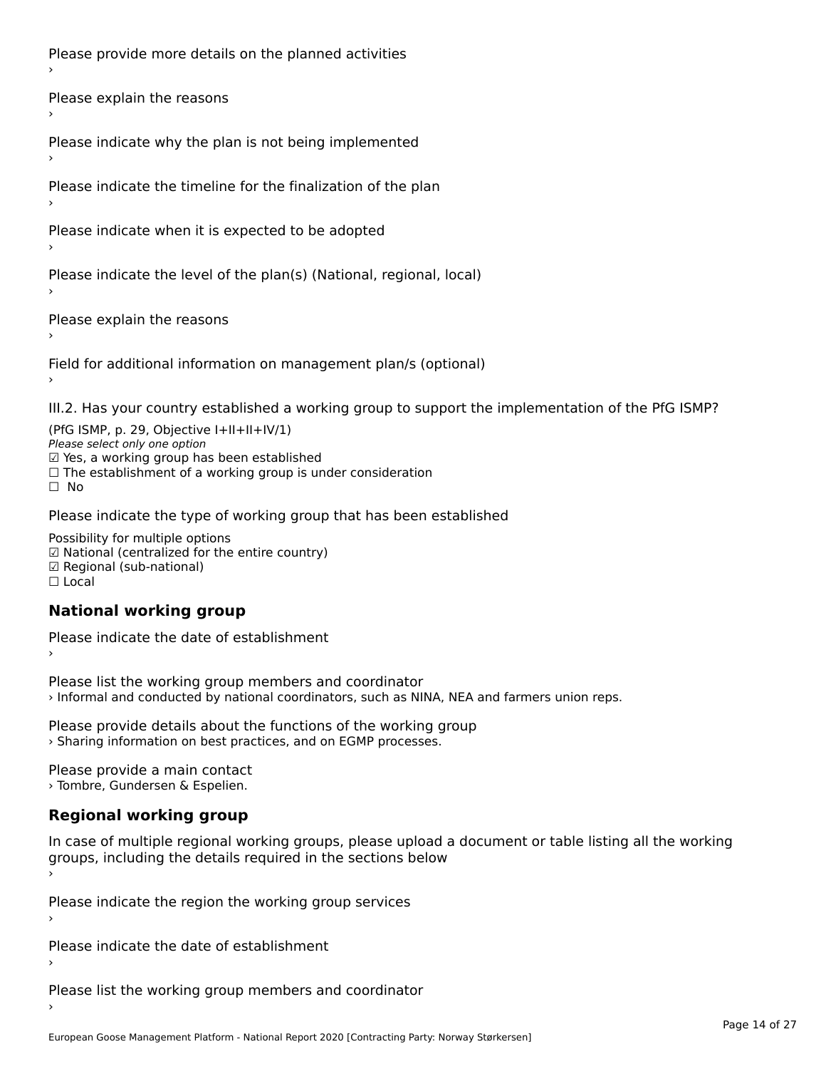Please provide more details on the planned activities

›

Please explain the reasons

›

Please indicate why the plan is not being implemented

›

Please indicate the timeline for the finalization of the plan

›

Please indicate when it is expected to be adopted

›

Please indicate the level of the plan(s) (National, regional, local)

›

Please explain the reasons

›

Field for additional information on management plan/s (optional)

›

III.2. Has your country established a working group to support the implementation of the PfG ISMP?

(PfG ISMP, p. 29, Objective I+II+II+IV/1)

*Please select only one option*

☑ Yes, a working group has been established

☐ The establishment of a working group is under consideration

☐ No

Please indicate the type of working group that has been established

Possibility for multiple options

☑ National (centralized for the entire country)

☑ Regional (sub-national)

☐ Local

## National working group

Please indicate the date of establishment

›

Please list the working group members and coordinator

› Informal and conducted by national coordinators, such as NINA, NEA and farmers union reps.

Please provide details about the functions of the working group

› Sharing information on best practices, and on EGMP processes.

Please provide a main contact

› Tombre, Gundersen & Espelien.

## Regional working group

In case of multiple regional working groups, please upload a document or table listing all the working groups, including the details required in the sections below

›

Please indicate the region the working group services

›

Please indicate the date of establishment

›

Please list the working group members and coordinator

›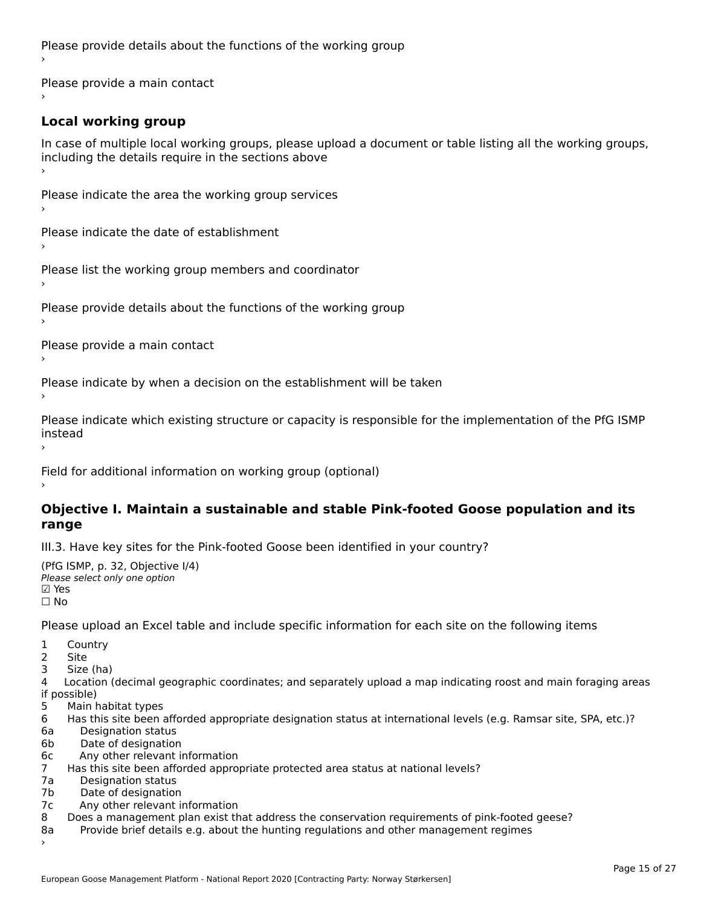Please provide details about the functions of the working group

›

Please provide a main contact

›

### Local working group

In case of multiple local working groups, please upload a document or table listing all the working groups, including the details require in the sections above

›

Please indicate the area the working group services

›

Please indicate the date of establishment

›

Please list the working group members and coordinator

›

Please provide details about the functions of the working group

›

Please provide a main contact

›

Please indicate by when a decision on the establishment will be taken

›

Please indicate which existing structure or capacity is responsible for the implementation of the PfG ISMP instead

›

Field for additional information on working group (optional)

›

### Objective I. Maintain a sustainable and stable Pink-footed Goose population and its range

III.3. Have key sites for the Pink-footed Goose been identified in your country?

(PfG ISMP, p. 32, Objective I/4)

*Please select only one option*

☑ Yes

☐ No

Please upload an Excel table and include specific information for each site on the following items

1 Country
2 Site
3 Size (ha)
4 Location (decimal geographic coordinates; and separately upload a map indicating roost and main foraging areas if possible)
5 Main habitat types
6 Has this site been afforded appropriate designation status at international levels (e.g. Ramsar site, SPA, etc.)?
6a Designation status
6b Date of designation
6c Any other relevant information
7 Has this site been afforded appropriate protected area status at national levels?
7a Designation status
7b Date of designation
7c Any other relevant information
8 Does a management plan exist that address the conservation requirements of pink-footed geese?
8a Provide brief details e.g. about the hunting regulations and other management regimes

›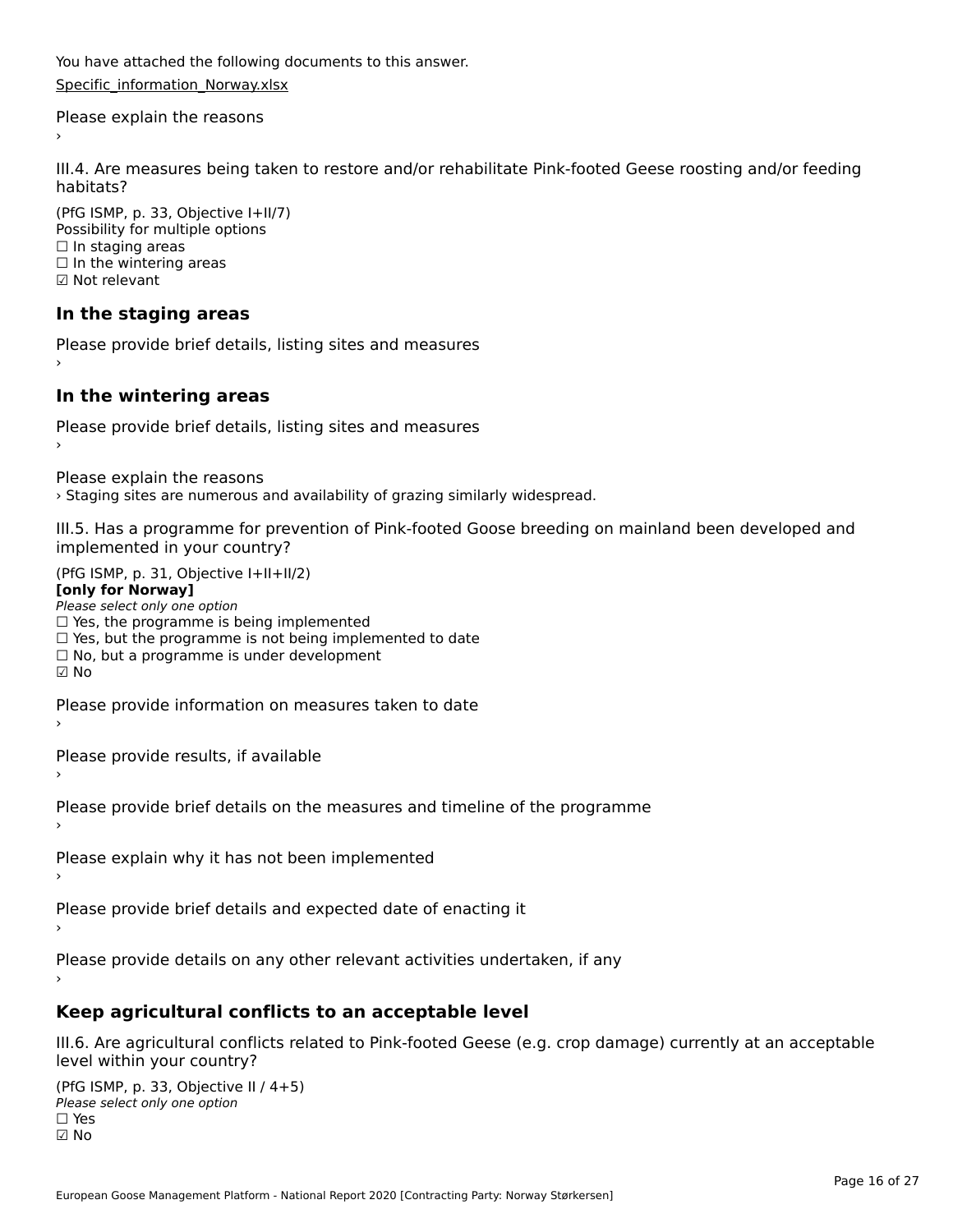You have attached the following documents to this answer.

Specific_information_Norway.xlsx

Please explain the reasons

›

III.4. Are measures being taken to restore and/or rehabilitate Pink-footed Geese roosting and/or feeding habitats?

(PfG ISMP, p. 33, Objective I+II/7)
Possibility for multiple options
☐ In staging areas
☐ In the wintering areas
☑ Not relevant

## In the staging areas

Please provide brief details, listing sites and measures

›

## In the wintering areas

Please provide brief details, listing sites and measures

›

Please explain the reasons

› Staging sites are numerous and availability of grazing similarly widespread.

III.5. Has a programme for prevention of Pink-footed Goose breeding on mainland been developed and implemented in your country?

(PfG ISMP, p. 31, Objective I+II+II/2)
**[only for Norway]**
*Please select only one option*
☐ Yes, the programme is being implemented
☐ Yes, but the programme is not being implemented to date
☐ No, but a programme is under development
☑ No

Please provide information on measures taken to date

›

Please provide results, if available

›

Please provide brief details on the measures and timeline of the programme

›

Please explain why it has not been implemented

›

Please provide brief details and expected date of enacting it

›

Please provide details on any other relevant activities undertaken, if any

›

## Keep agricultural conflicts to an acceptable level

III.6. Are agricultural conflicts related to Pink-footed Geese (e.g. crop damage) currently at an acceptable level within your country?

(PfG ISMP, p. 33, Objective II / 4+5)
*Please select only one option*
☐ Yes
☑ No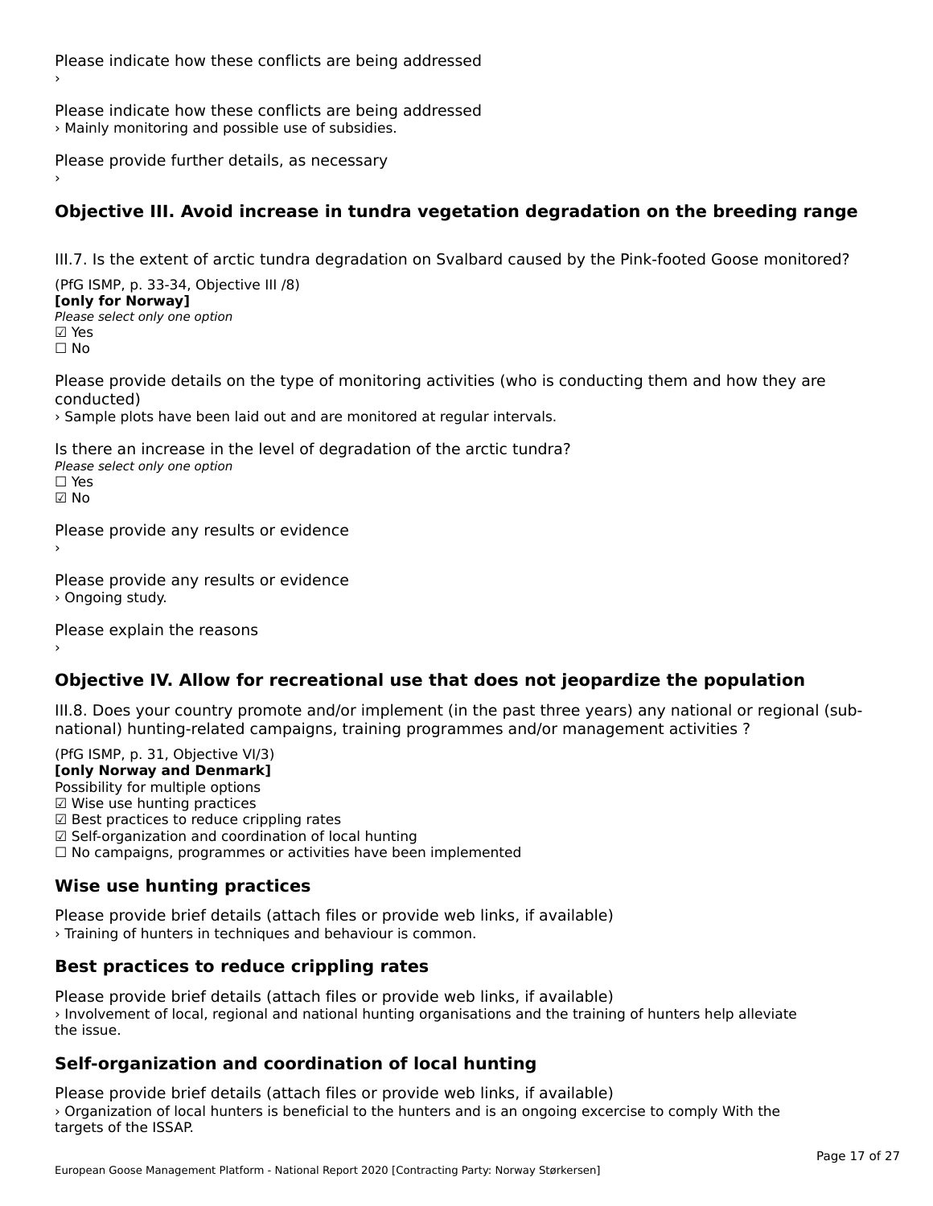Please indicate how these conflicts are being addressed

›

Please indicate how these conflicts are being addressed

› Mainly monitoring and possible use of subsidies.

Please provide further details, as necessary

›

## Objective III. Avoid increase in tundra vegetation degradation on the breeding range

III.7. Is the extent of arctic tundra degradation on Svalbard caused by the Pink-footed Goose monitored?

(PfG ISMP, p. 33-34, Objective III /8)
**[only for Norway]**
*Please select only one option*
☑ Yes
☐ No

Please provide details on the type of monitoring activities (who is conducting them and how they are conducted)

› Sample plots have been laid out and are monitored at regular intervals.

Is there an increase in the level of degradation of the arctic tundra?
*Please select only one option*
☐ Yes
☑ No

Please provide any results or evidence

›

Please provide any results or evidence

› Ongoing study.

Please explain the reasons

›

## Objective IV. Allow for recreational use that does not jeopardize the population

III.8. Does your country promote and/or implement (in the past three years) any national or regional (sub-national) hunting-related campaigns, training programmes and/or management activities ?

(PfG ISMP, p. 31, Objective VI/3)
**[only Norway and Denmark]**
Possibility for multiple options
☑ Wise use hunting practices
☑ Best practices to reduce crippling rates
☑ Self-organization and coordination of local hunting
☐ No campaigns, programmes or activities have been implemented

### Wise use hunting practices

Please provide brief details (attach files or provide web links, if available)

› Training of hunters in techniques and behaviour is common.

### Best practices to reduce crippling rates

Please provide brief details (attach files or provide web links, if available)

› Involvement of local, regional and national hunting organisations and the training of hunters help alleviate the issue.

### Self-organization and coordination of local hunting

Please provide brief details (attach files or provide web links, if available)

› Organization of local hunters is beneficial to the hunters and is an ongoing excercise to comply With the targets of the ISSAP.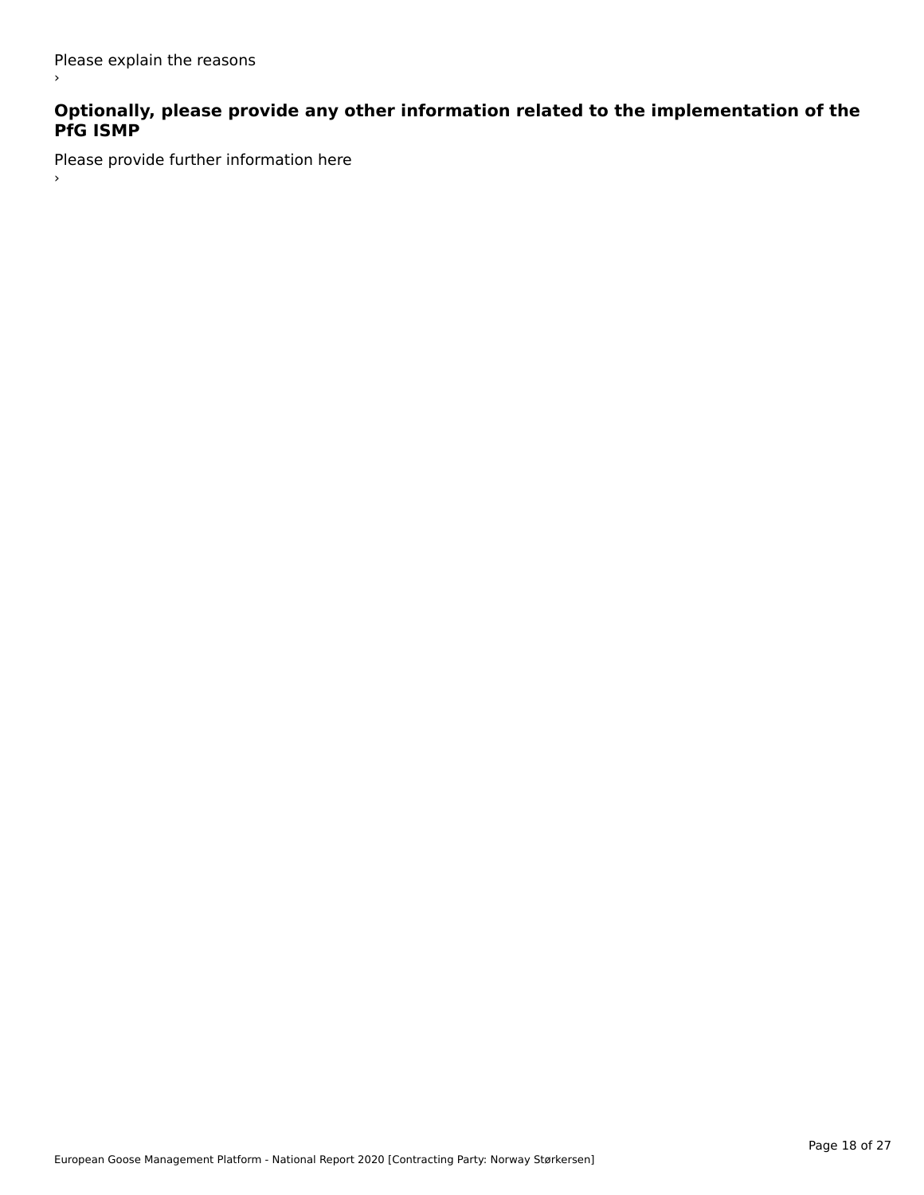Please explain the reasons

›

### Optionally, please provide any other information related to the implementation of the PfG ISMP

Please provide further information here

›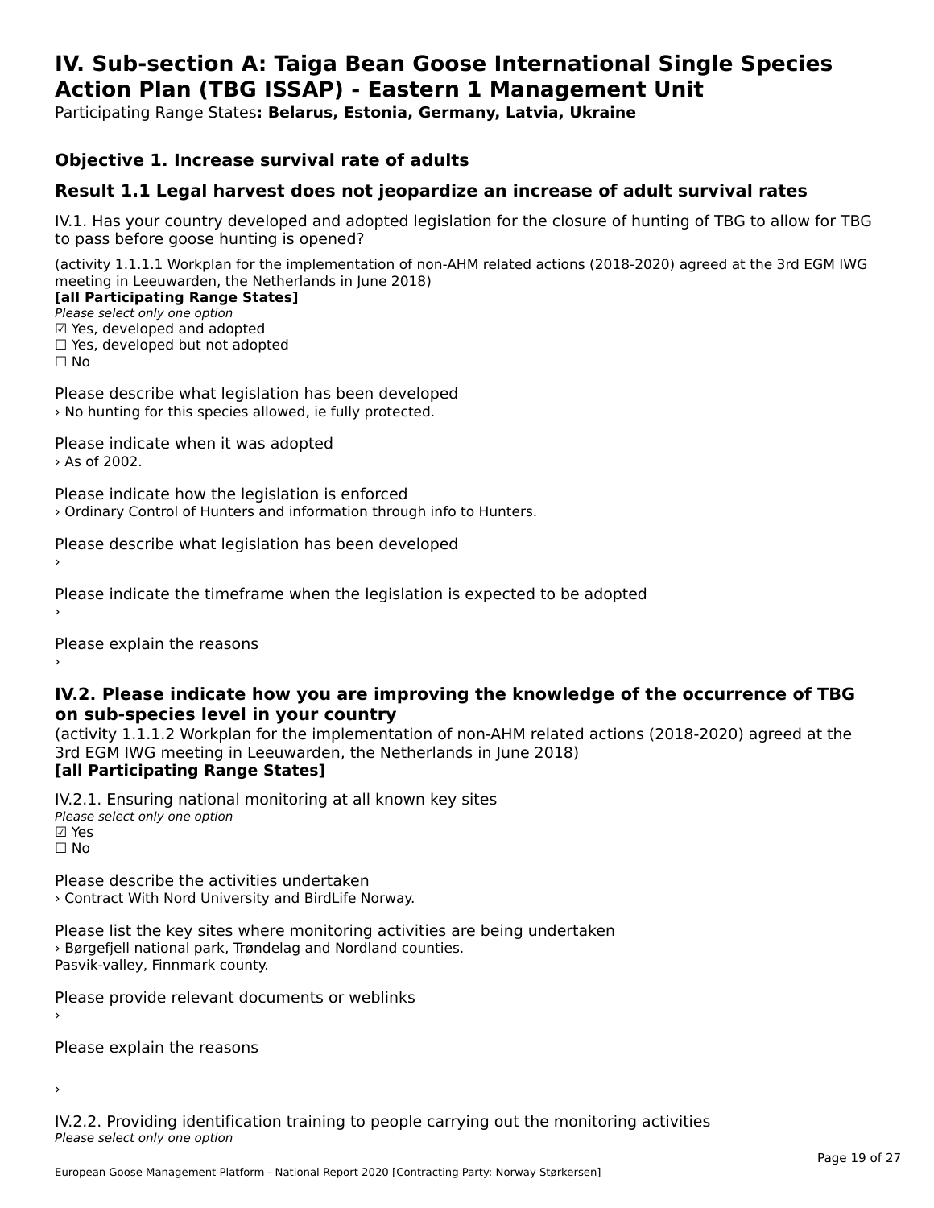# IV. Sub-section A: Taiga Bean Goose International Single Species Action Plan (TBG ISSAP) - Eastern 1 Management Unit

Participating Range States**: Belarus, Estonia, Germany, Latvia, Ukraine**

## Objective 1. Increase survival rate of adults

## Result 1.1 Legal harvest does not jeopardize an increase of adult survival rates

IV.1. Has your country developed and adopted legislation for the closure of hunting of TBG to allow for TBG to pass before goose hunting is opened?

(activity 1.1.1.1 Workplan for the implementation of non-AHM related actions (2018-2020) agreed at the 3rd EGM IWG meeting in Leeuwarden, the Netherlands in June 2018)
**[all Participating Range States]**
*Please select only one option*
☑ Yes, developed and adopted
☐ Yes, developed but not adopted
☐ No

Please describe what legislation has been developed
› No hunting for this species allowed, ie fully protected.

Please indicate when it was adopted
› As of 2002.

Please indicate how the legislation is enforced
› Ordinary Control of Hunters and information through info to Hunters.

Please describe what legislation has been developed
›

Please indicate the timeframe when the legislation is expected to be adopted
›

Please explain the reasons
›

### IV.2. Please indicate how you are improving the knowledge of the occurrence of TBG on sub-species level in your country

(activity 1.1.1.2 Workplan for the implementation of non-AHM related actions (2018-2020) agreed at the 3rd EGM IWG meeting in Leeuwarden, the Netherlands in June 2018)
**[all Participating Range States]**

IV.2.1. Ensuring national monitoring at all known key sites
*Please select only one option*
☑ Yes
☐ No

Please describe the activities undertaken
› Contract With Nord University and BirdLife Norway.

Please list the key sites where monitoring activities are being undertaken
› Børgefjell national park, Trøndelag and Nordland counties.
Pasvik-valley, Finnmark county.

Please provide relevant documents or weblinks
›

Please explain the reasons

›

IV.2.2. Providing identification training to people carrying out the monitoring activities
*Please select only one option*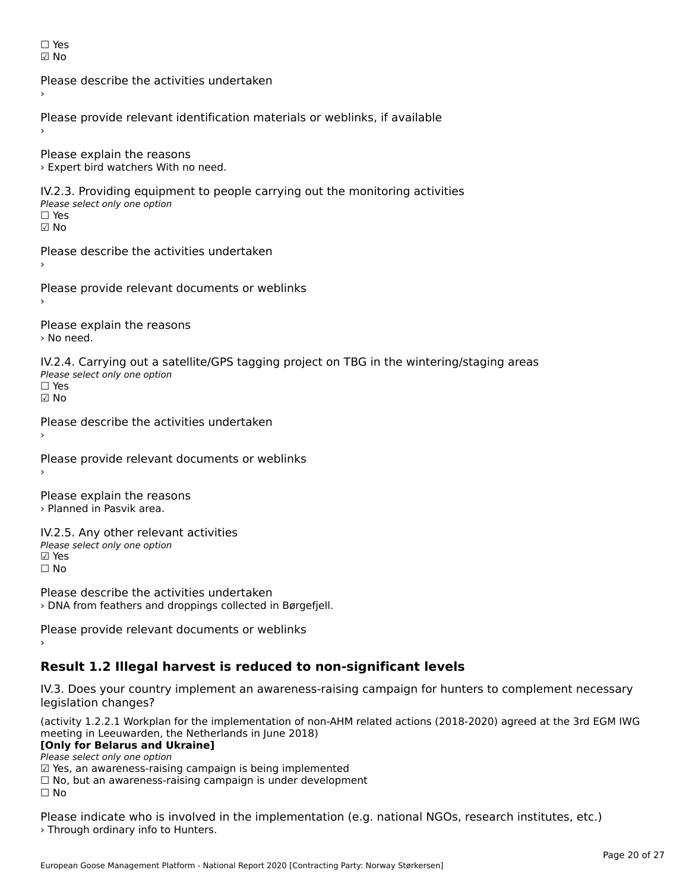☐ Yes
☑ No

Please describe the activities undertaken
›

Please provide relevant identification materials or weblinks, if available
›

Please explain the reasons
› Expert bird watchers With no need.

IV.2.3. Providing equipment to people carrying out the monitoring activities
*Please select only one option*
☐ Yes
☑ No

Please describe the activities undertaken
›

Please provide relevant documents or weblinks
›

Please explain the reasons
› No need.

IV.2.4. Carrying out a satellite/GPS tagging project on TBG in the wintering/staging areas
*Please select only one option*
☐ Yes
☑ No

Please describe the activities undertaken
›

Please provide relevant documents or weblinks
›

Please explain the reasons
› Planned in Pasvik area.

IV.2.5. Any other relevant activities
*Please select only one option*
☑ Yes
☐ No

Please describe the activities undertaken
› DNA from feathers and droppings collected in Børgefjell.

Please provide relevant documents or weblinks
›

## Result 1.2 Illegal harvest is reduced to non-significant levels

IV.3. Does your country implement an awareness-raising campaign for hunters to complement necessary legislation changes?

(activity 1.2.2.1 Workplan for the implementation of non-AHM related actions (2018-2020) agreed at the 3rd EGM IWG meeting in Leeuwarden, the Netherlands in June 2018)
**[Only for Belarus and Ukraine]**
*Please select only one option*
☑ Yes, an awareness-raising campaign is being implemented
☐ No, but an awareness-raising campaign is under development
☐ No

Please indicate who is involved in the implementation (e.g. national NGOs, research institutes, etc.)
› Through ordinary info to Hunters.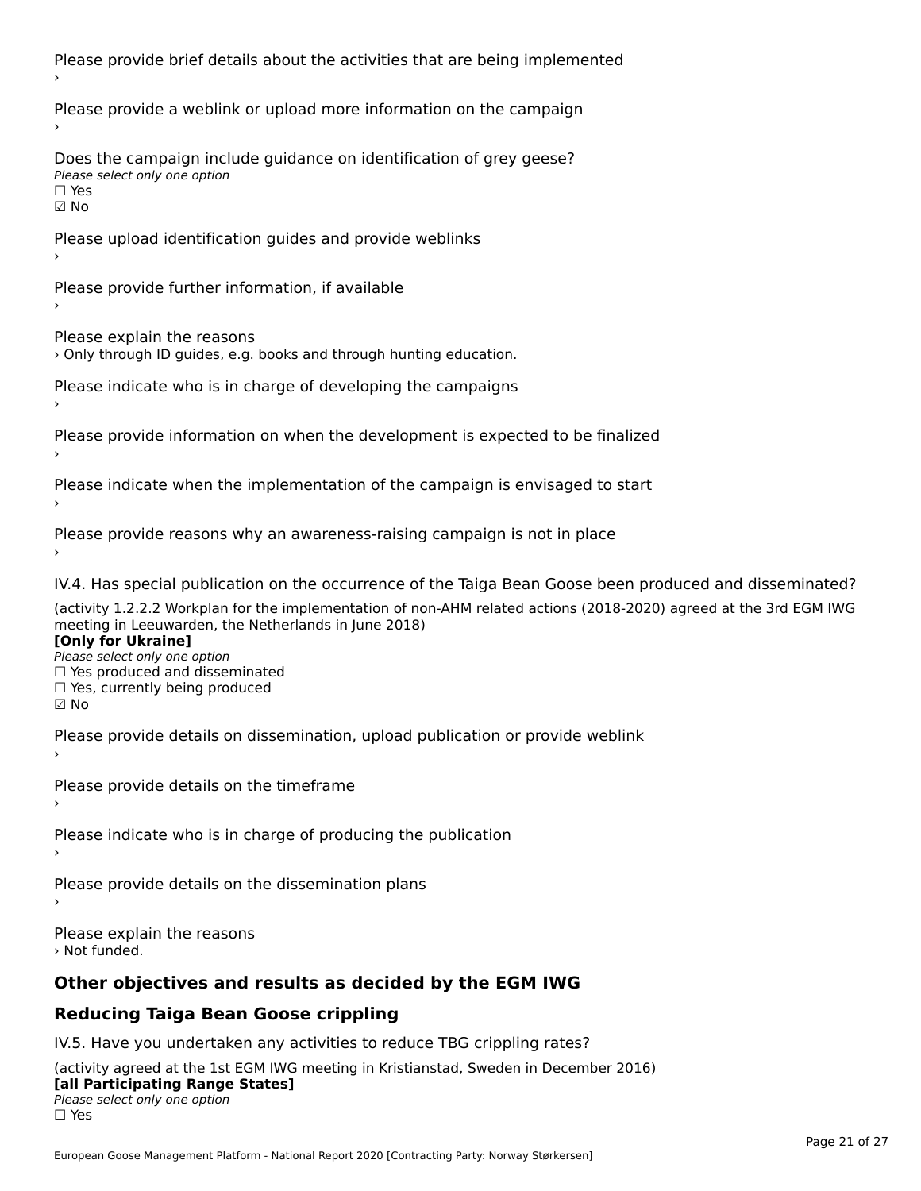Please provide brief details about the activities that are being implemented

›

Please provide a weblink or upload more information on the campaign

›

Does the campaign include guidance on identification of grey geese?

*Please select only one option*

☐ Yes

☑ No

Please upload identification guides and provide weblinks

›

Please provide further information, if available

›

Please explain the reasons

› Only through ID guides, e.g. books and through hunting education.

Please indicate who is in charge of developing the campaigns

›

Please provide information on when the development is expected to be finalized

›

Please indicate when the implementation of the campaign is envisaged to start

›

Please provide reasons why an awareness-raising campaign is not in place

›

IV.4. Has special publication on the occurrence of the Taiga Bean Goose been produced and disseminated?

(activity 1.2.2.2 Workplan for the implementation of non-AHM related actions (2018-2020) agreed at the 3rd EGM IWG meeting in Leeuwarden, the Netherlands in June 2018)

**[Only for Ukraine]**

*Please select only one option*

☐ Yes produced and disseminated

☐ Yes, currently being produced

☑ No

Please provide details on dissemination, upload publication or provide weblink

›

Please provide details on the timeframe

›

Please indicate who is in charge of producing the publication

›

Please provide details on the dissemination plans

›

Please explain the reasons

› Not funded.

## Other objectives and results as decided by the EGM IWG

## Reducing Taiga Bean Goose crippling

IV.5. Have you undertaken any activities to reduce TBG crippling rates?

(activity agreed at the 1st EGM IWG meeting in Kristianstad, Sweden in December 2016)

**[all Participating Range States]**

*Please select only one option*

☐ Yes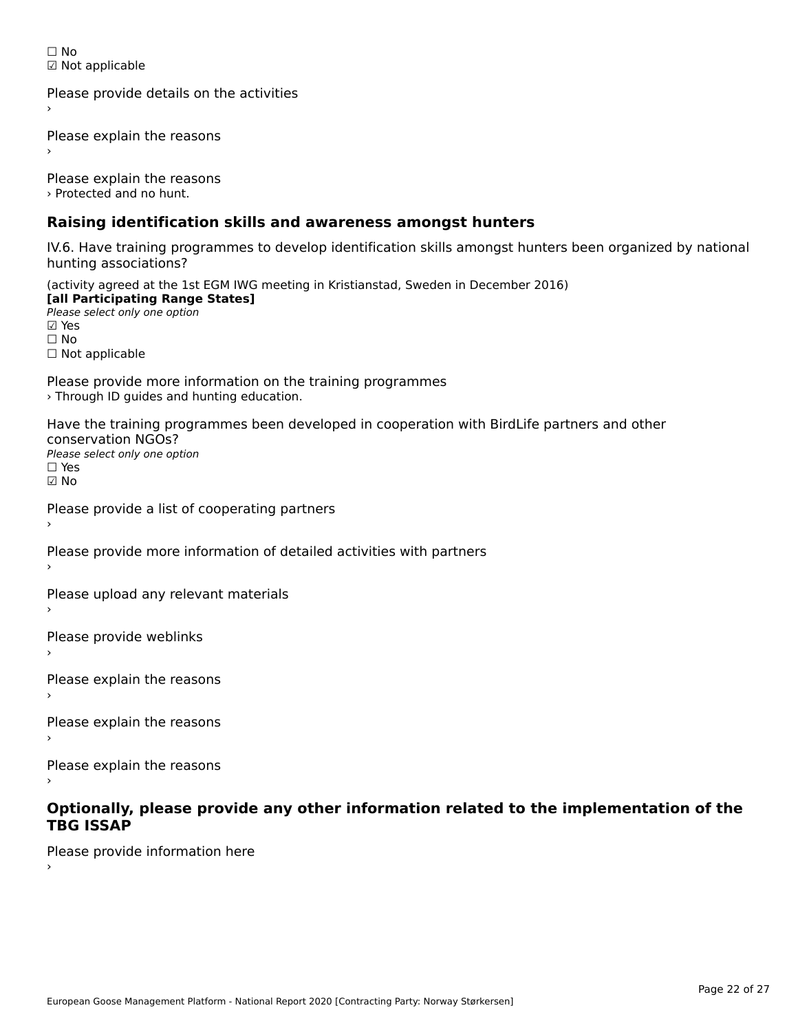☐ No
☑ Not applicable

Please provide details on the activities
›

Please explain the reasons
›

Please explain the reasons
› Protected and no hunt.

## Raising identification skills and awareness amongst hunters

IV.6. Have training programmes to develop identification skills amongst hunters been organized by national hunting associations?

(activity agreed at the 1st EGM IWG meeting in Kristianstad, Sweden in December 2016)
**[all Participating Range States]**
*Please select only one option*
☑ Yes
☐ No
☐ Not applicable

Please provide more information on the training programmes
› Through ID guides and hunting education.

Have the training programmes been developed in cooperation with BirdLife partners and other conservation NGOs?
*Please select only one option*
☐ Yes
☑ No

Please provide a list of cooperating partners
›

Please provide more information of detailed activities with partners
›

Please upload any relevant materials
›

Please provide weblinks
›

Please explain the reasons
›

Please explain the reasons
›

Please explain the reasons
›

## Optionally, please provide any other information related to the implementation of the TBG ISSAP

Please provide information here
›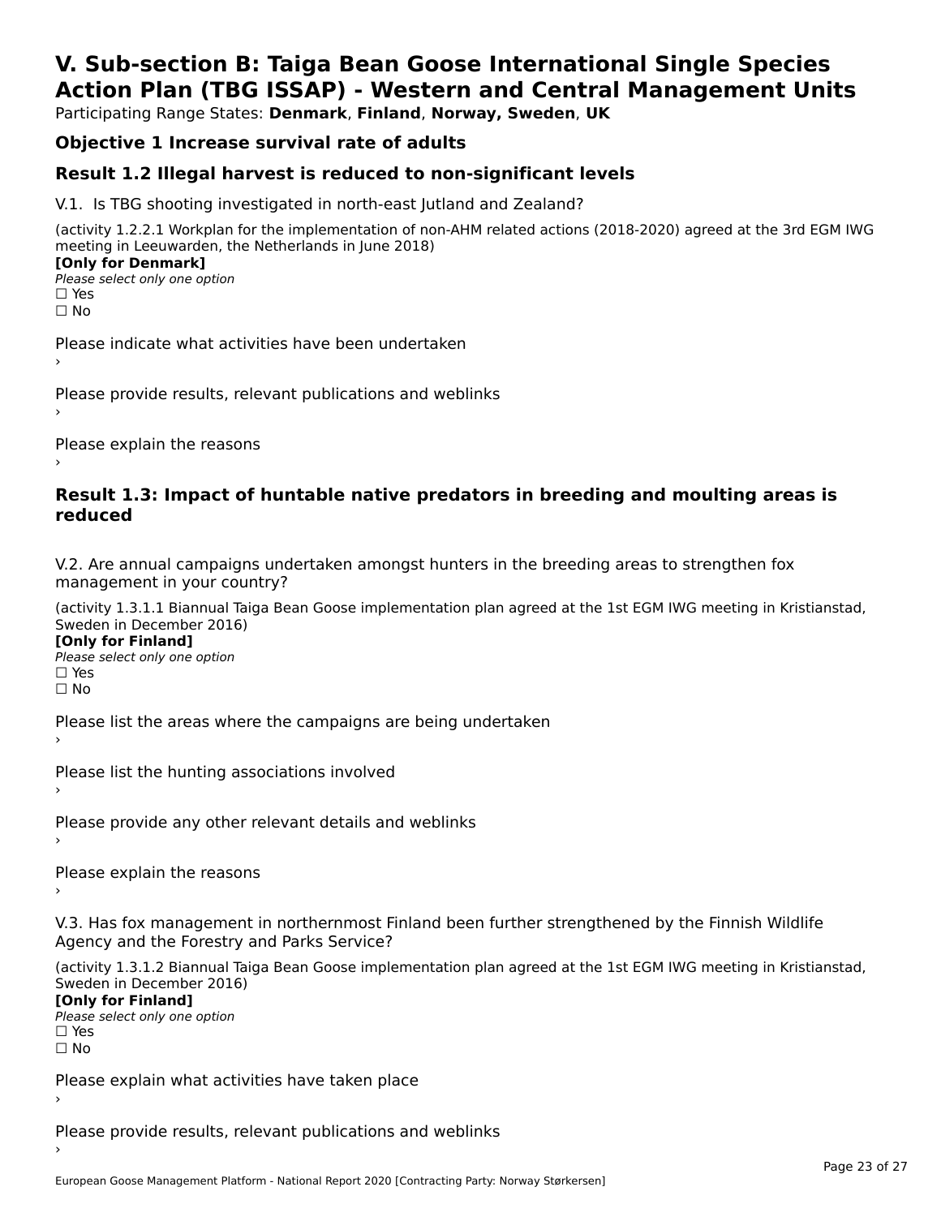# V. Sub-section B: Taiga Bean Goose International Single Species Action Plan (TBG ISSAP) - Western and Central Management Units

Participating Range States: **Denmark**, **Finland**, **Norway, Sweden**, **UK**

## Objective 1 Increase survival rate of adults

## Result 1.2 Illegal harvest is reduced to non-significant levels

V.1. Is TBG shooting investigated in north-east Jutland and Zealand?

(activity 1.2.2.1 Workplan for the implementation of non-AHM related actions (2018-2020) agreed at the 3rd EGM IWG meeting in Leeuwarden, the Netherlands in June 2018)

**[Only for Denmark]**

*Please select only one option*

☐ Yes

☐ No

Please indicate what activities have been undertaken

›

Please provide results, relevant publications and weblinks

›

Please explain the reasons

›

## Result 1.3: Impact of huntable native predators in breeding and moulting areas is reduced

V.2. Are annual campaigns undertaken amongst hunters in the breeding areas to strengthen fox management in your country?

(activity 1.3.1.1 Biannual Taiga Bean Goose implementation plan agreed at the 1st EGM IWG meeting in Kristianstad, Sweden in December 2016)

**[Only for Finland]**

*Please select only one option*

☐ Yes

☐ No

Please list the areas where the campaigns are being undertaken

›

Please list the hunting associations involved

›

Please provide any other relevant details and weblinks

›

Please explain the reasons

›

V.3. Has fox management in northernmost Finland been further strengthened by the Finnish Wildlife Agency and the Forestry and Parks Service?

(activity 1.3.1.2 Biannual Taiga Bean Goose implementation plan agreed at the 1st EGM IWG meeting in Kristianstad, Sweden in December 2016)

**[Only for Finland]**

*Please select only one option*

☐ Yes

☐ No

Please explain what activities have taken place

›

Please provide results, relevant publications and weblinks

›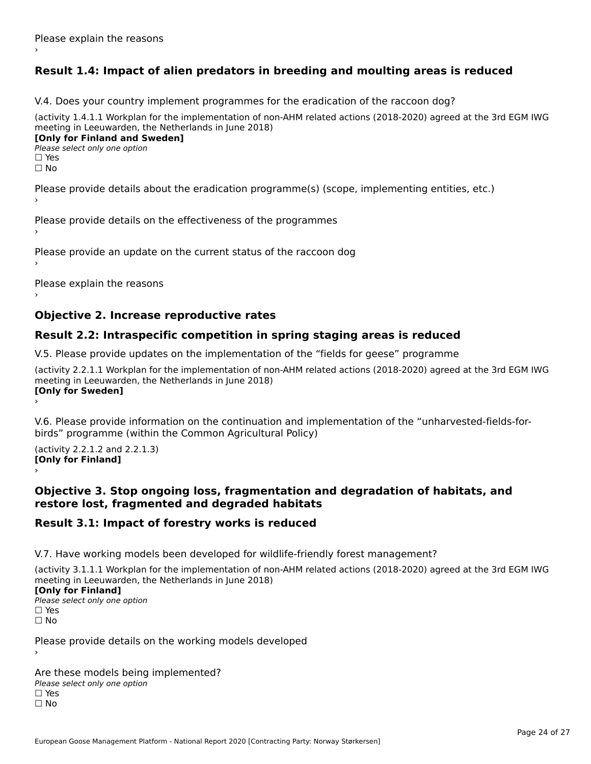Please explain the reasons

›

## Result 1.4: Impact of alien predators in breeding and moulting areas is reduced

V.4. Does your country implement programmes for the eradication of the raccoon dog?

(activity 1.4.1.1 Workplan for the implementation of non-AHM related actions (2018-2020) agreed at the 3rd EGM IWG meeting in Leeuwarden, the Netherlands in June 2018)

**[Only for Finland and Sweden]**

*Please select only one option*

☐ Yes

☐ No

Please provide details about the eradication programme(s) (scope, implementing entities, etc.)

›

Please provide details on the effectiveness of the programmes

›

Please provide an update on the current status of the raccoon dog

›

Please explain the reasons

›

# Objective 2. Increase reproductive rates

## Result 2.2: Intraspecific competition in spring staging areas is reduced

V.5. Please provide updates on the implementation of the “fields for geese” programme

(activity 2.2.1.1 Workplan for the implementation of non-AHM related actions (2018-2020) agreed at the 3rd EGM IWG meeting in Leeuwarden, the Netherlands in June 2018)

**[Only for Sweden]**

›

V.6. Please provide information on the continuation and implementation of the “unharvested-fields-for-birds” programme (within the Common Agricultural Policy)

(activity 2.2.1.2 and 2.2.1.3)

**[Only for Finland]**

›

# Objective 3. Stop ongoing loss, fragmentation and degradation of habitats, and restore lost, fragmented and degraded habitats

## Result 3.1: Impact of forestry works is reduced

V.7. Have working models been developed for wildlife-friendly forest management?

(activity 3.1.1.1 Workplan for the implementation of non-AHM related actions (2018-2020) agreed at the 3rd EGM IWG meeting in Leeuwarden, the Netherlands in June 2018)

**[Only for Finland]**

*Please select only one option*

☐ Yes

☐ No

Please provide details on the working models developed

›

Are these models being implemented?

*Please select only one option*

☐ Yes

☐ No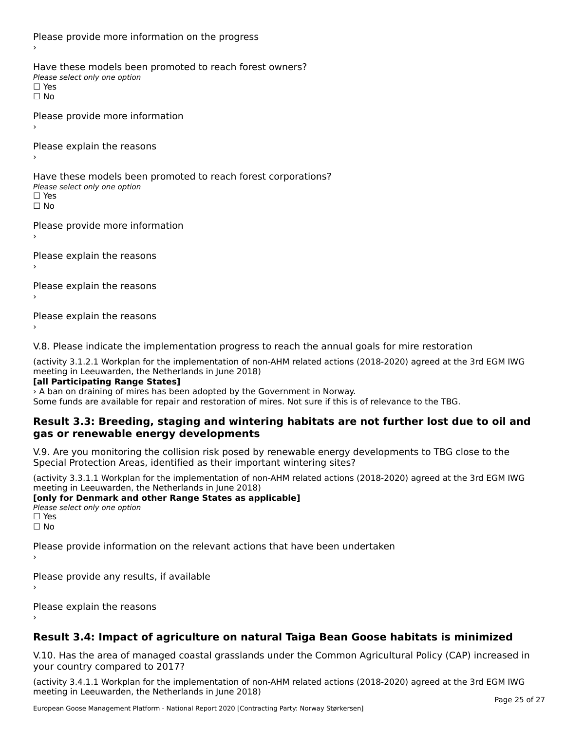Please provide more information on the progress

›

Have these models been promoted to reach forest owners?

*Please select only one option*

☐ Yes

☐ No

Please provide more information

›

Please explain the reasons

›

Have these models been promoted to reach forest corporations?

*Please select only one option*

☐ Yes

☐ No

Please provide more information

›

Please explain the reasons

›

Please explain the reasons

›

Please explain the reasons

›

V.8. Please indicate the implementation progress to reach the annual goals for mire restoration

(activity 3.1.2.1 Workplan for the implementation of non-AHM related actions (2018-2020) agreed at the 3rd EGM IWG meeting in Leeuwarden, the Netherlands in June 2018)

**[all Participating Range States]**

› A ban on draining of mires has been adopted by the Government in Norway.
Some funds are available for repair and restoration of mires. Not sure if this is of relevance to the TBG.

### Result 3.3: Breeding, staging and wintering habitats are not further lost due to oil and gas or renewable energy developments

V.9. Are you monitoring the collision risk posed by renewable energy developments to TBG close to the Special Protection Areas, identified as their important wintering sites?

(activity 3.3.1.1 Workplan for the implementation of non-AHM related actions (2018-2020) agreed at the 3rd EGM IWG meeting in Leeuwarden, the Netherlands in June 2018)

**[only for Denmark and other Range States as applicable]**

*Please select only one option*

☐ Yes

☐ No

Please provide information on the relevant actions that have been undertaken

›

Please provide any results, if available

›

Please explain the reasons

›

### Result 3.4: Impact of agriculture on natural Taiga Bean Goose habitats is minimized

V.10. Has the area of managed coastal grasslands under the Common Agricultural Policy (CAP) increased in your country compared to 2017?

(activity 3.4.1.1 Workplan for the implementation of non-AHM related actions (2018-2020) agreed at the 3rd EGM IWG meeting in Leeuwarden, the Netherlands in June 2018)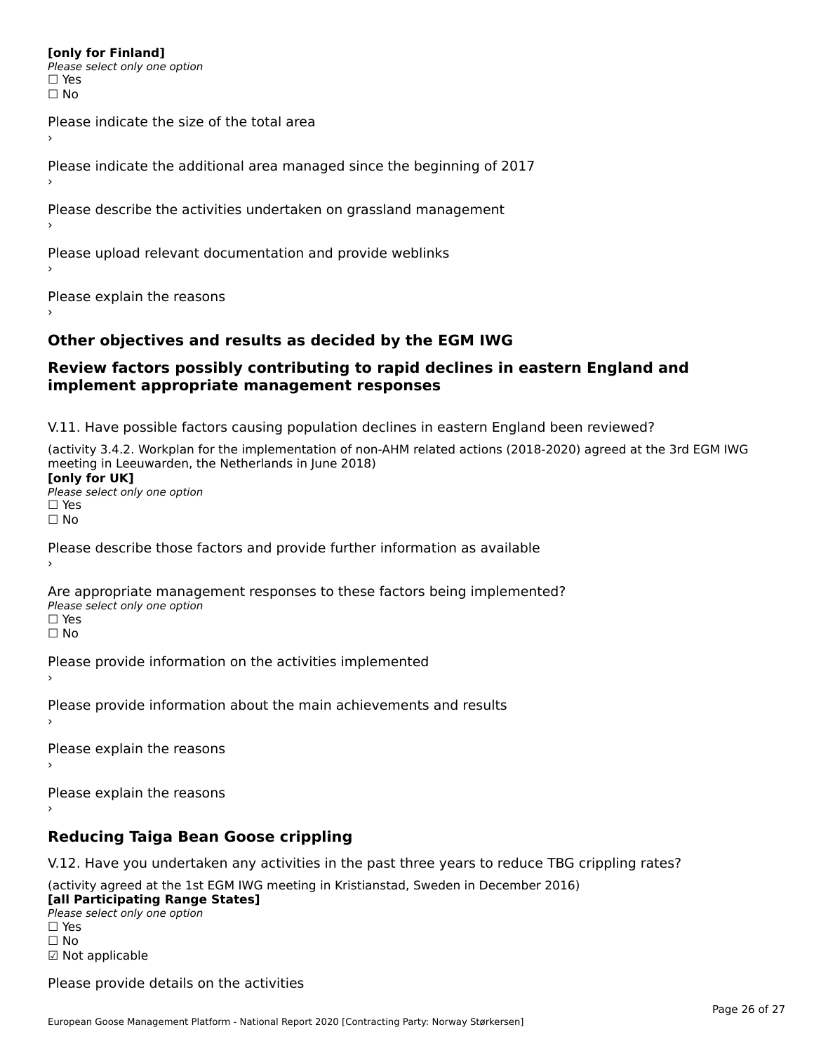**[only for Finland]**
*Please select only one option*
☐ Yes
☐ No

Please indicate the size of the total area
›

Please indicate the additional area managed since the beginning of 2017
›

Please describe the activities undertaken on grassland management
›

Please upload relevant documentation and provide weblinks
›

Please explain the reasons
›

## Other objectives and results as decided by the EGM IWG

## Review factors possibly contributing to rapid declines in eastern England and implement appropriate management responses

V.11. Have possible factors causing population declines in eastern England been reviewed?

(activity 3.4.2. Workplan for the implementation of non-AHM related actions (2018-2020) agreed at the 3rd EGM IWG meeting in Leeuwarden, the Netherlands in June 2018)
**[only for UK]**
*Please select only one option*
☐ Yes
☐ No

Please describe those factors and provide further information as available
›

Are appropriate management responses to these factors being implemented?
*Please select only one option*
☐ Yes
☐ No

Please provide information on the activities implemented
›

Please provide information about the main achievements and results
›

Please explain the reasons
›

Please explain the reasons
›

## Reducing Taiga Bean Goose crippling

V.12. Have you undertaken any activities in the past three years to reduce TBG crippling rates?

(activity agreed at the 1st EGM IWG meeting in Kristianstad, Sweden in December 2016)
**[all Participating Range States]**
*Please select only one option*
☐ Yes
☐ No
☑ Not applicable

Please provide details on the activities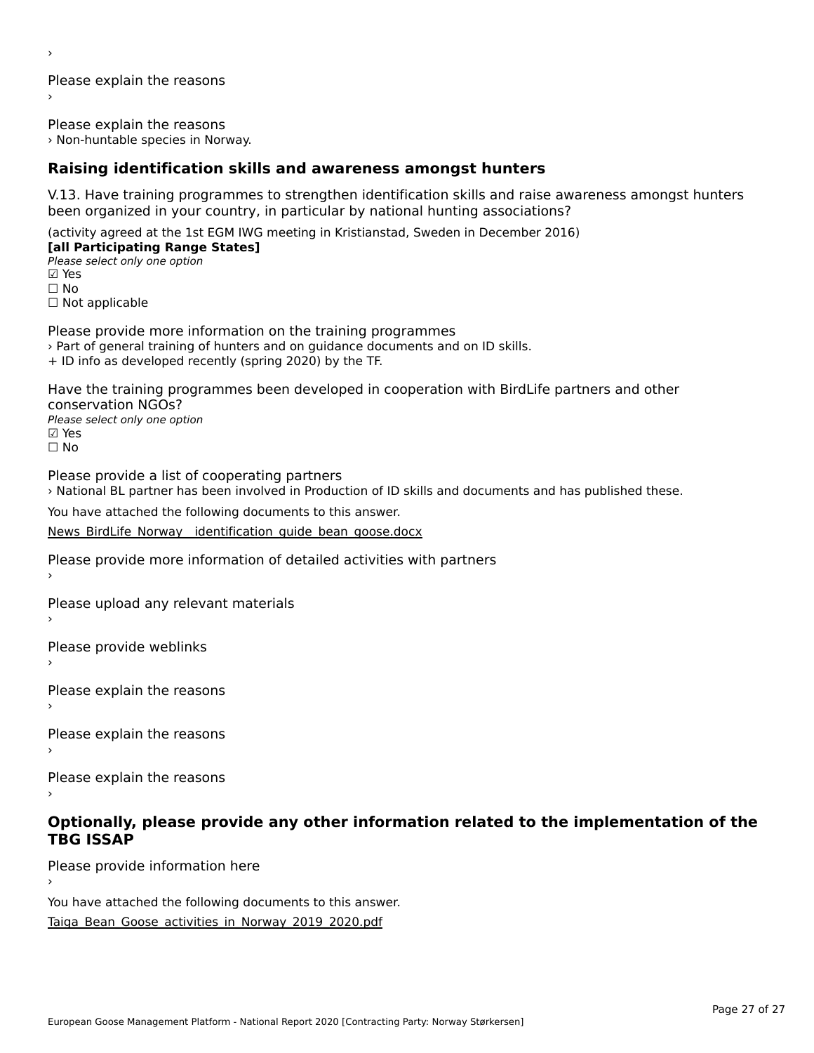›

Please explain the reasons
›

Please explain the reasons
› Non-huntable species in Norway.

## Raising identification skills and awareness amongst hunters

V.13. Have training programmes to strengthen identification skills and raise awareness amongst hunters been organized in your country, in particular by national hunting associations?

(activity agreed at the 1st EGM IWG meeting in Kristianstad, Sweden in December 2016)
**[all Participating Range States]**
*Please select only one option*
☑ Yes
☐ No
☐ Not applicable

Please provide more information on the training programmes
› Part of general training of hunters and on guidance documents and on ID skills.
+ ID info as developed recently (spring 2020) by the TF.

Have the training programmes been developed in cooperation with BirdLife partners and other conservation NGOs?
*Please select only one option*
☑ Yes
☐ No

Please provide a list of cooperating partners
› National BL partner has been involved in Production of ID skills and documents and has published these.

You have attached the following documents to this answer.

News_BirdLife_Norway__identification_guide_bean_goose.docx

Please provide more information of detailed activities with partners
›

Please upload any relevant materials
›

Please provide weblinks
›

Please explain the reasons
›

Please explain the reasons
›

Please explain the reasons
›

## Optionally, please provide any other information related to the implementation of the TBG ISSAP

Please provide information here
›

You have attached the following documents to this answer.

Taiga_Bean_Goose_activities_in_Norway_2019_2020.pdf